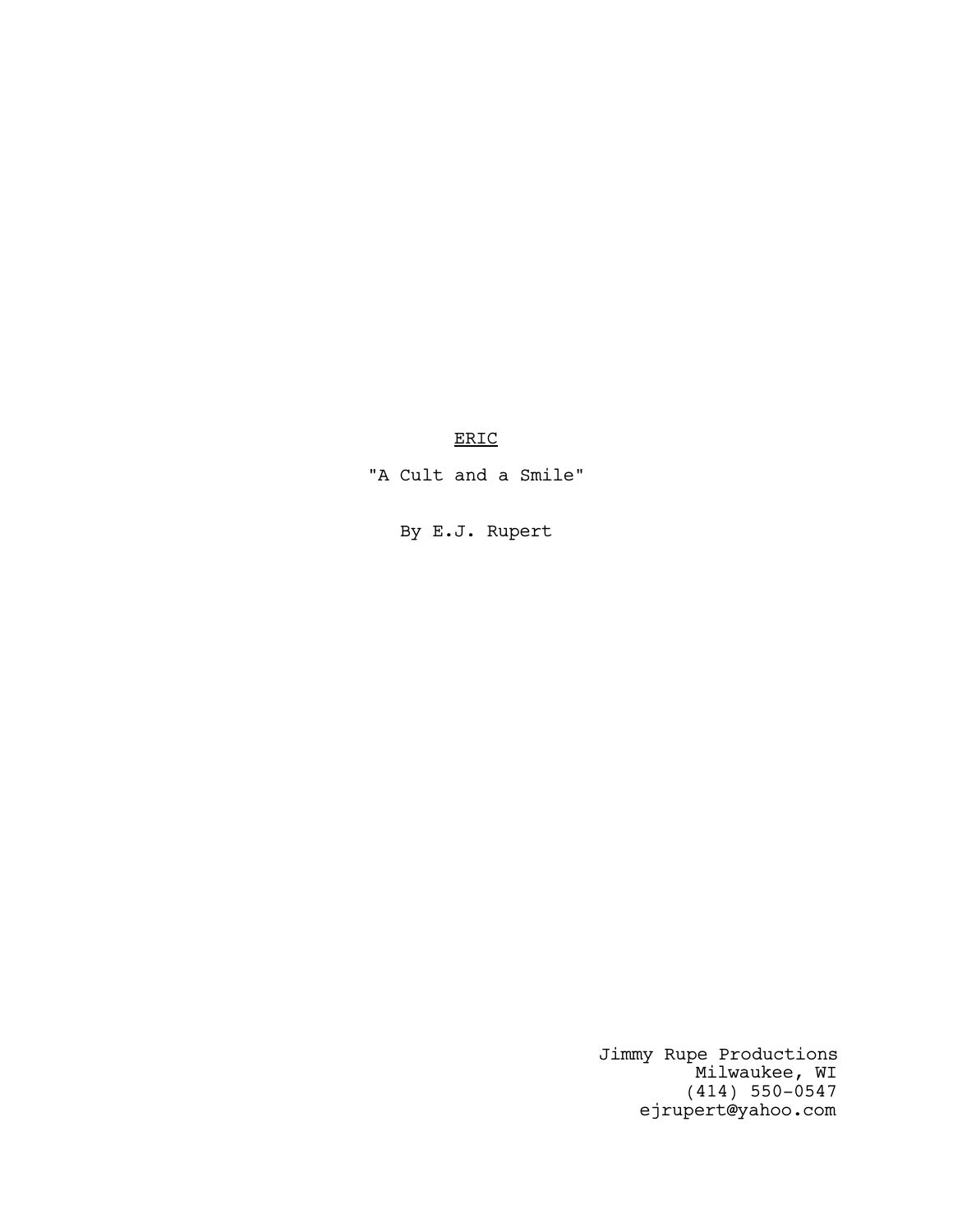<u>ERIC</u>

"A Cult and a Smile"

By E.J. Rupert

Jimmy Rupe Productions
Milwaukee, WI
(414) 550-0547
ejrupert@yahoo.com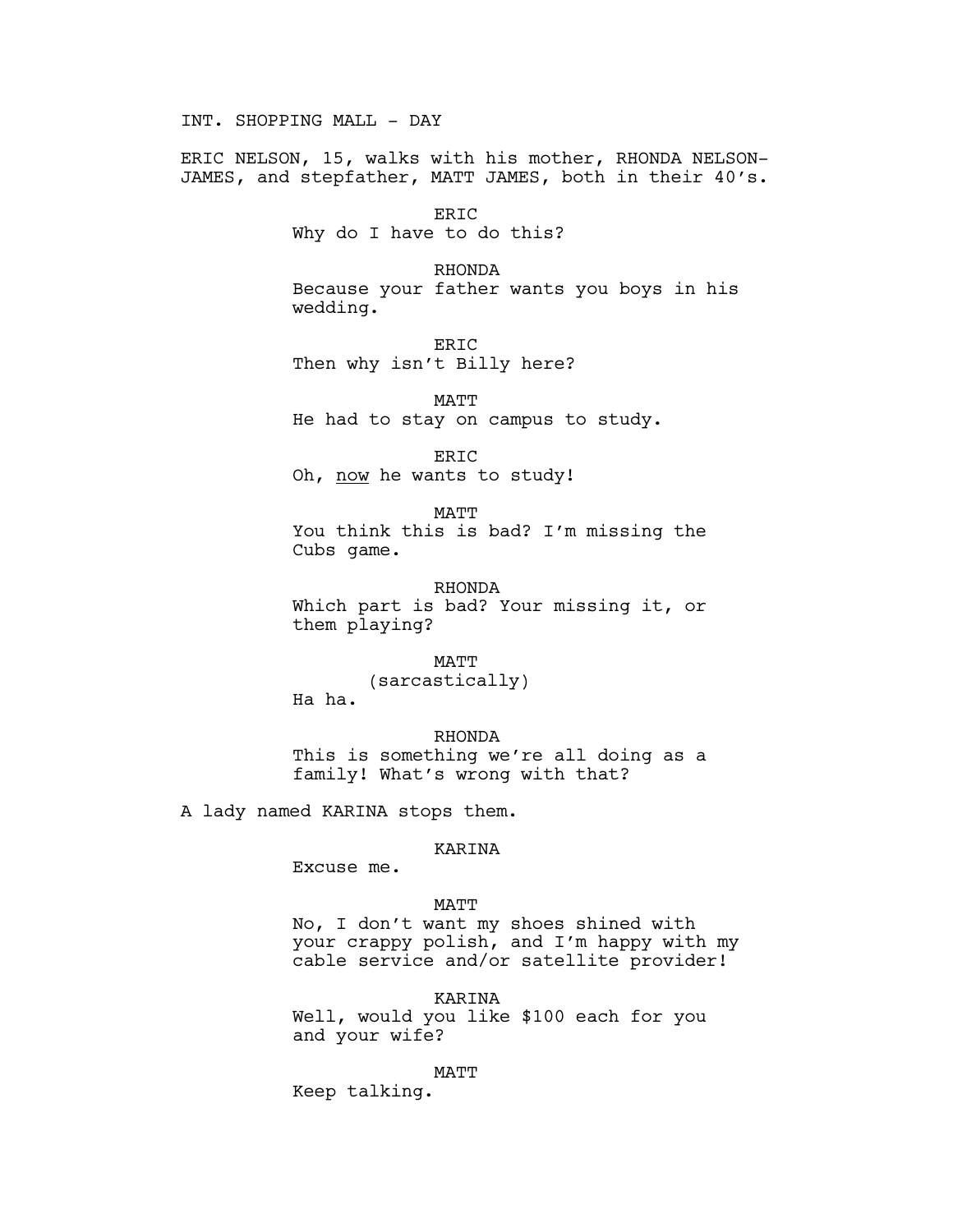INT. SHOPPING MALL - DAY

ERIC NELSON, 15, walks with his mother, RHONDA NELSON-JAMES, and stepfather, MATT JAMES, both in their 40's.

ERIC
Why do I have to do this?

RHONDA
Because your father wants you boys in his wedding.

ERIC
Then why isn't Billy here?

MATT
He had to stay on campus to study.

ERIC
Oh, <u>now</u> he wants to study!

MATT
You think this is bad? I'm missing the Cubs game.

RHONDA
Which part is bad? Your missing it, or them playing?

MATT
(sarcastically)
Ha ha.

RHONDA
This is something we're all doing as a family! What's wrong with that?

A lady named KARINA stops them.

KARINA
Excuse me.

MATT
No, I don't want my shoes shined with your crappy polish, and I'm happy with my cable service and/or satellite provider!

KARINA
Well, would you like $100 each for you and your wife?

MATT
Keep talking.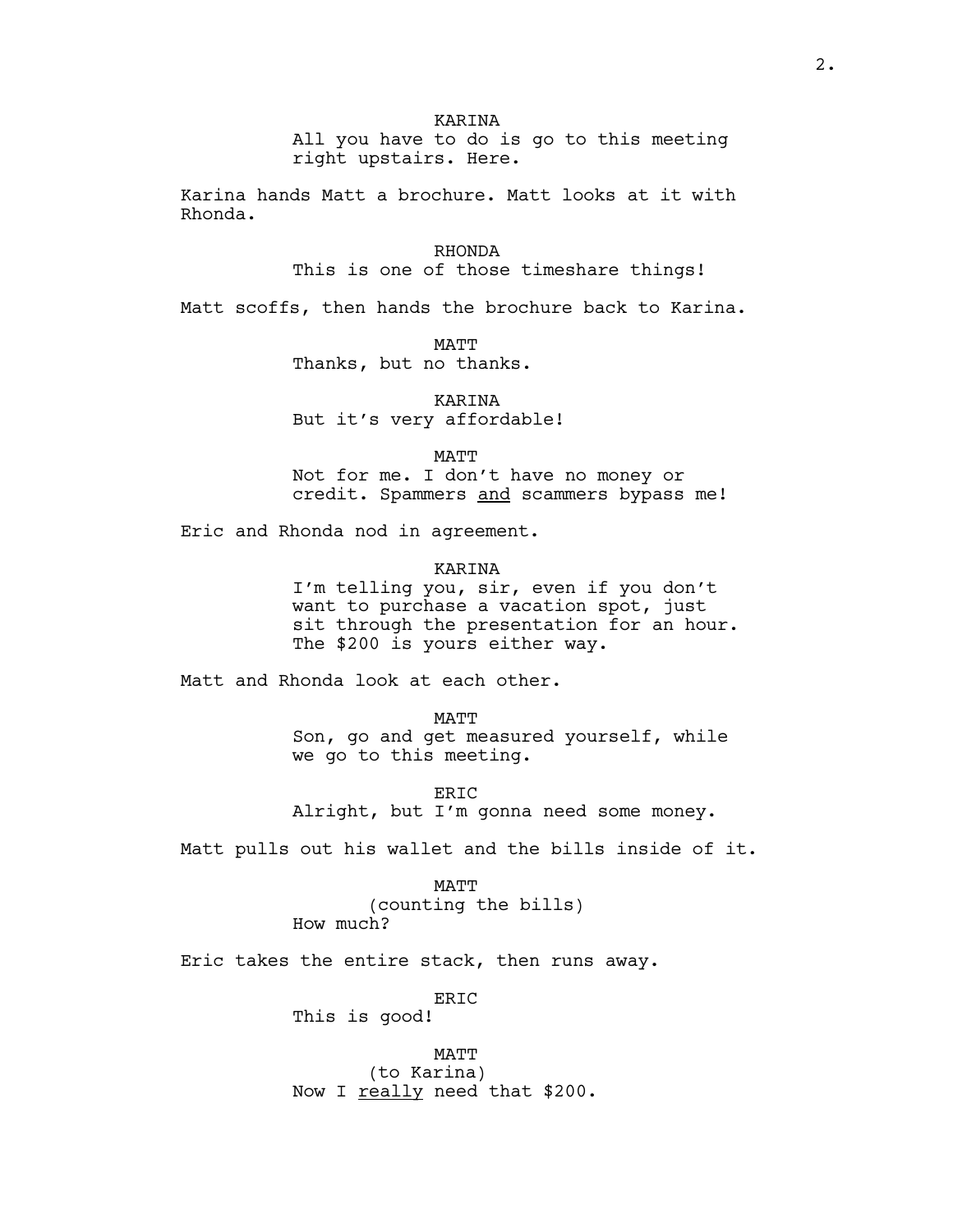KARINA

All you have to do is go to this meeting right upstairs. Here.

Karina hands Matt a brochure. Matt looks at it with Rhonda.

RHONDA

This is one of those timeshare things!

Matt scoffs, then hands the brochure back to Karina.

MATT

Thanks, but no thanks.

KARINA

But it's very affordable!

MATT

Not for me. I don't have no money or credit. Spammers <u>and</u> scammers bypass me!

Eric and Rhonda nod in agreement.

KARINA

I'm telling you, sir, even if you don't want to purchase a vacation spot, just sit through the presentation for an hour. The $200 is yours either way.

Matt and Rhonda look at each other.

MATT

Son, go and get measured yourself, while we go to this meeting.

ERIC

Alright, but I'm gonna need some money.

Matt pulls out his wallet and the bills inside of it.

MATT

(counting the bills)

How much?

Eric takes the entire stack, then runs away.

ERIC

This is good!

MATT

(to Karina)

Now I <u>really</u> need that $200.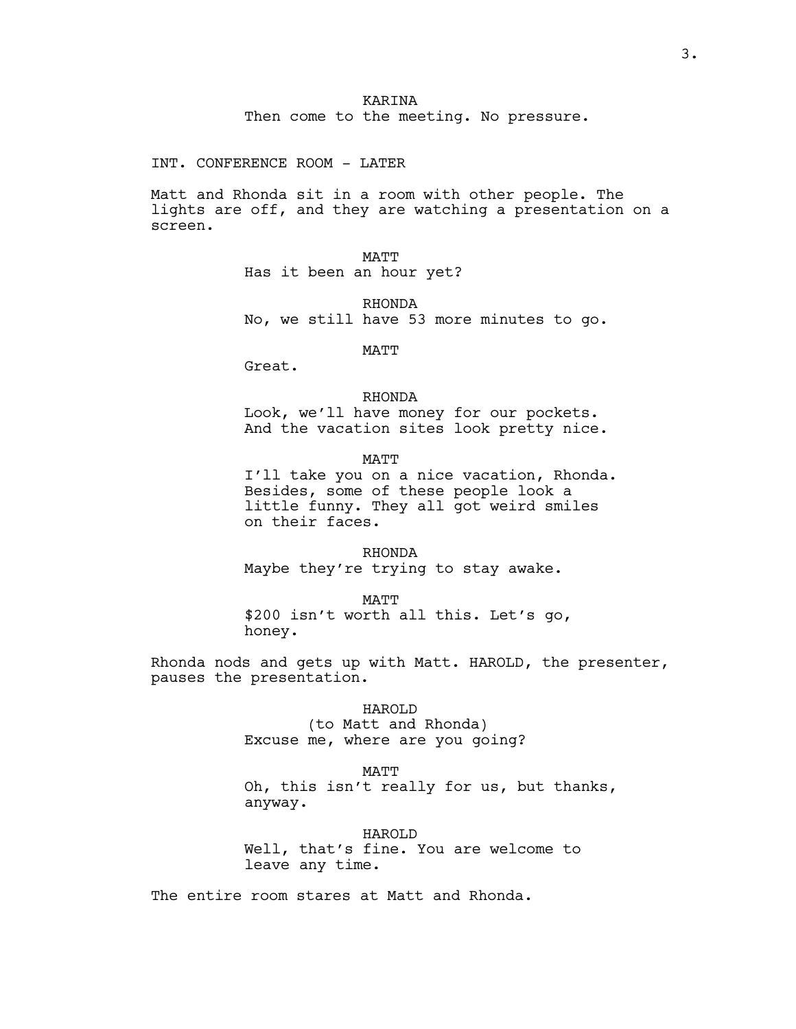KARINA

Then come to the meeting. No pressure.

INT. CONFERENCE ROOM - LATER

Matt and Rhonda sit in a room with other people. The lights are off, and they are watching a presentation on a screen.

MATT

Has it been an hour yet?

RHONDA

No, we still have 53 more minutes to go.

MATT

Great.

RHONDA

Look, we'll have money for our pockets. And the vacation sites look pretty nice.

MATT

I'll take you on a nice vacation, Rhonda. Besides, some of these people look a little funny. They all got weird smiles on their faces.

RHONDA

Maybe they're trying to stay awake.

MATT

$200 isn't worth all this. Let's go, honey.

Rhonda nods and gets up with Matt. HAROLD, the presenter, pauses the presentation.

HAROLD

(to Matt and Rhonda)

Excuse me, where are you going?

MATT

Oh, this isn't really for us, but thanks, anyway.

HAROLD

Well, that's fine. You are welcome to leave any time.

The entire room stares at Matt and Rhonda.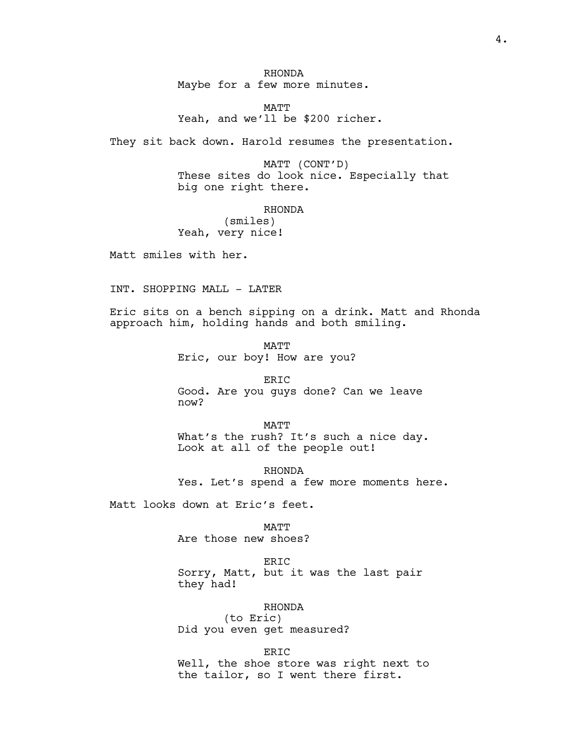RHONDA
Maybe for a few more minutes.

MATT
Yeah, and we'll be $200 richer.

They sit back down. Harold resumes the presentation.

MATT (CONT'D)
These sites do look nice. Especially that big one right there.

RHONDA
(smiles)
Yeah, very nice!

Matt smiles with her.

INT. SHOPPING MALL - LATER

Eric sits on a bench sipping on a drink. Matt and Rhonda approach him, holding hands and both smiling.

MATT
Eric, our boy! How are you?

ERIC
Good. Are you guys done? Can we leave now?

MATT
What's the rush? It's such a nice day. Look at all of the people out!

RHONDA
Yes. Let's spend a few more moments here.

Matt looks down at Eric's feet.

MATT
Are those new shoes?

ERIC
Sorry, Matt, but it was the last pair they had!

RHONDA
(to Eric)
Did you even get measured?

ERIC
Well, the shoe store was right next to the tailor, so I went there first.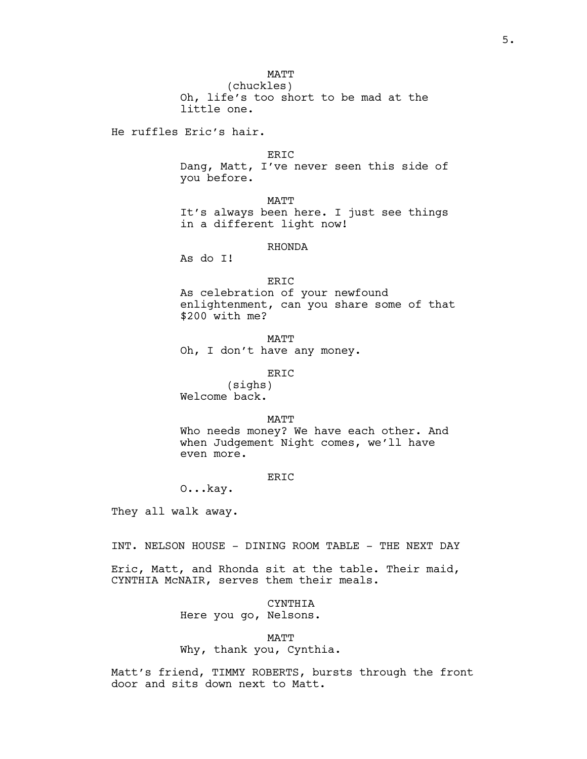MATT
(chuckles)
Oh, life's too short to be mad at the little one.

He ruffles Eric's hair.

ERIC
Dang, Matt, I've never seen this side of you before.

MATT
It's always been here. I just see things in a different light now!

RHONDA
As do I!

ERIC
As celebration of your newfound enlightenment, can you share some of that $200 with me?

MATT
Oh, I don't have any money.

ERIC
(sighs)
Welcome back.

MATT
Who needs money? We have each other. And when Judgement Night comes, we'll have even more.

ERIC
O...kay.

They all walk away.

INT. NELSON HOUSE - DINING ROOM TABLE - THE NEXT DAY

Eric, Matt, and Rhonda sit at the table. Their maid, CYNTHIA McNAIR, serves them their meals.

CYNTHIA
Here you go, Nelsons.

MATT
Why, thank you, Cynthia.

Matt's friend, TIMMY ROBERTS, bursts through the front door and sits down next to Matt.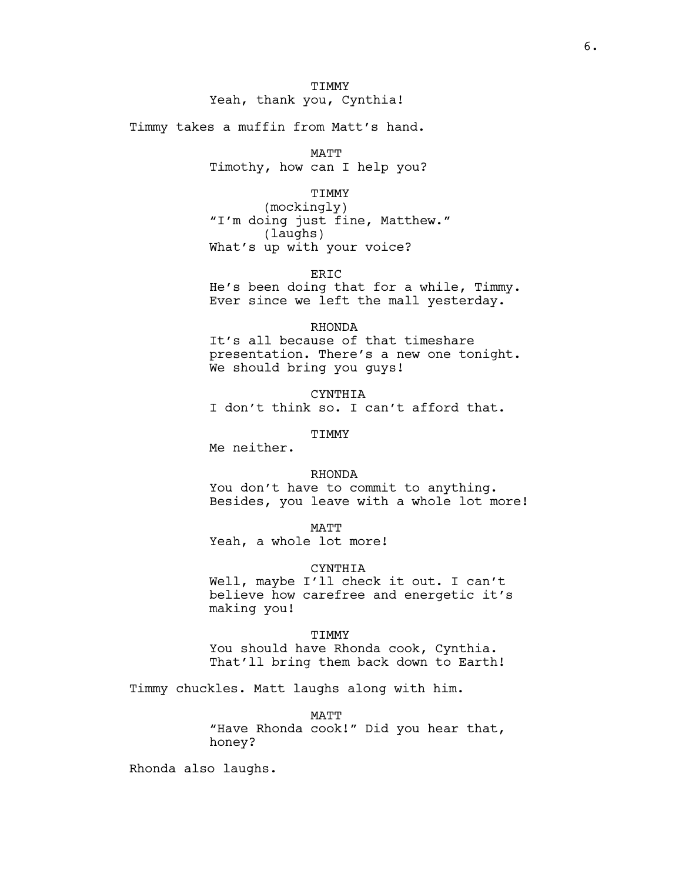TIMMY
Yeah, thank you, Cynthia!

Timmy takes a muffin from Matt's hand.

MATT
Timothy, how can I help you?

TIMMY
(mockingly)
"I'm doing just fine, Matthew."
(laughs)
What's up with your voice?

ERIC
He's been doing that for a while, Timmy. Ever since we left the mall yesterday.

RHONDA
It's all because of that timeshare presentation. There's a new one tonight. We should bring you guys!

CYNTHIA
I don't think so. I can't afford that.

TIMMY
Me neither.

RHONDA
You don't have to commit to anything. Besides, you leave with a whole lot more!

MATT
Yeah, a whole lot more!

CYNTHIA
Well, maybe I'll check it out. I can't believe how carefree and energetic it's making you!

TIMMY
You should have Rhonda cook, Cynthia. That'll bring them back down to Earth!

Timmy chuckles. Matt laughs along with him.

MATT
"Have Rhonda cook!" Did you hear that, honey?

Rhonda also laughs.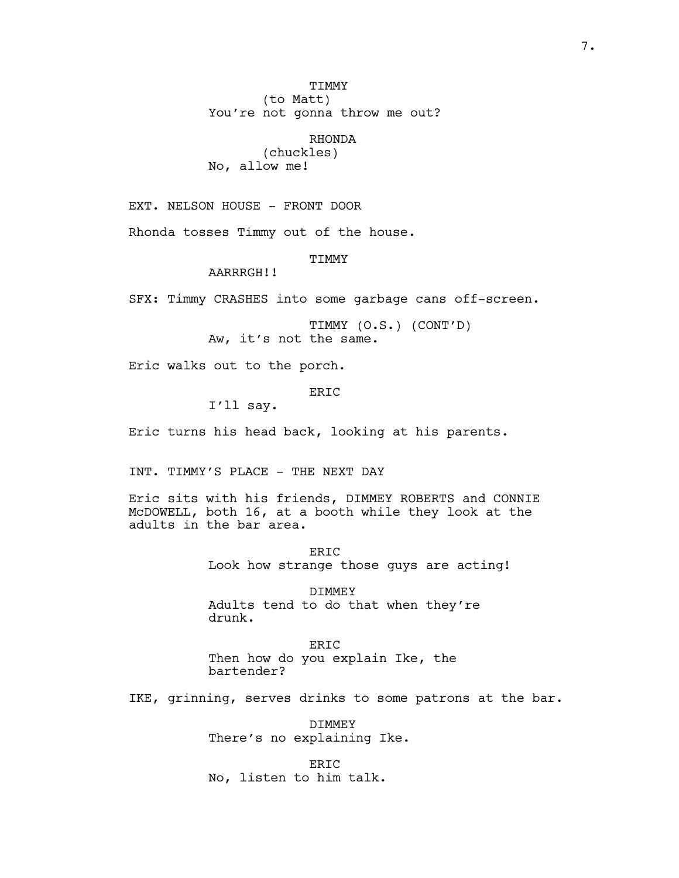TIMMY
(to Matt)
You're not gonna throw me out?

RHONDA
(chuckles)
No, allow me!

EXT. NELSON HOUSE - FRONT DOOR

Rhonda tosses Timmy out of the house.

TIMMY
AARRRGH!!

SFX: Timmy CRASHES into some garbage cans off-screen.

TIMMY (O.S.) (CONT'D)
Aw, it's not the same.

Eric walks out to the porch.

ERIC
I'll say.

Eric turns his head back, looking at his parents.

INT. TIMMY'S PLACE - THE NEXT DAY

Eric sits with his friends, DIMMEY ROBERTS and CONNIE McDOWELL, both 16, at a booth while they look at the adults in the bar area.

ERIC
Look how strange those guys are acting!

DIMMEY
Adults tend to do that when they're drunk.

ERIC
Then how do you explain Ike, the bartender?

IKE, grinning, serves drinks to some patrons at the bar.

DIMMEY
There's no explaining Ike.

ERIC
No, listen to him talk.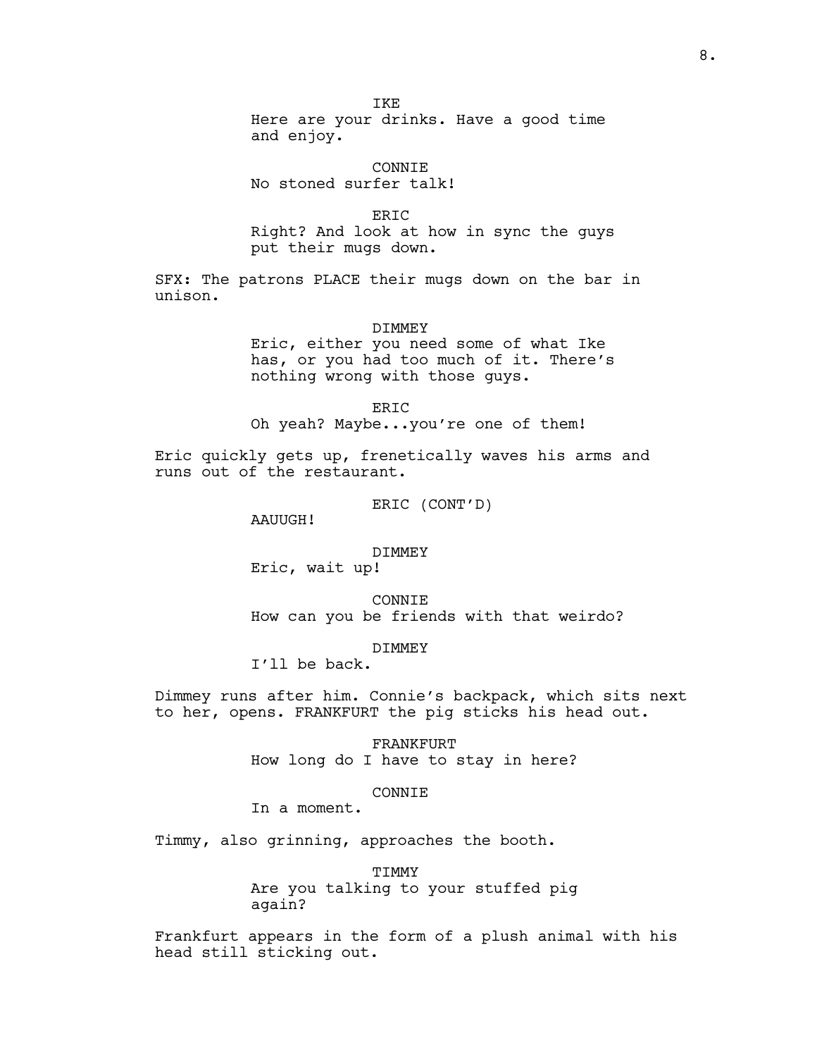IKE
Here are your drinks. Have a good time and enjoy.

CONNIE
No stoned surfer talk!

ERIC
Right? And look at how in sync the guys put their mugs down.

SFX: The patrons PLACE their mugs down on the bar in unison.

DIMMEY
Eric, either you need some of what Ike has, or you had too much of it. There's nothing wrong with those guys.

ERIC
Oh yeah? Maybe...you're one of them!

Eric quickly gets up, frenetically waves his arms and runs out of the restaurant.

ERIC (CONT'D)
AAUUGH!

DIMMEY
Eric, wait up!

CONNIE
How can you be friends with that weirdo?

DIMMEY
I'll be back.

Dimmey runs after him. Connie's backpack, which sits next to her, opens. FRANKFURT the pig sticks his head out.

FRANKFURT
How long do I have to stay in here?

CONNIE
In a moment.

Timmy, also grinning, approaches the booth.

TIMMY
Are you talking to your stuffed pig again?

Frankfurt appears in the form of a plush animal with his head still sticking out.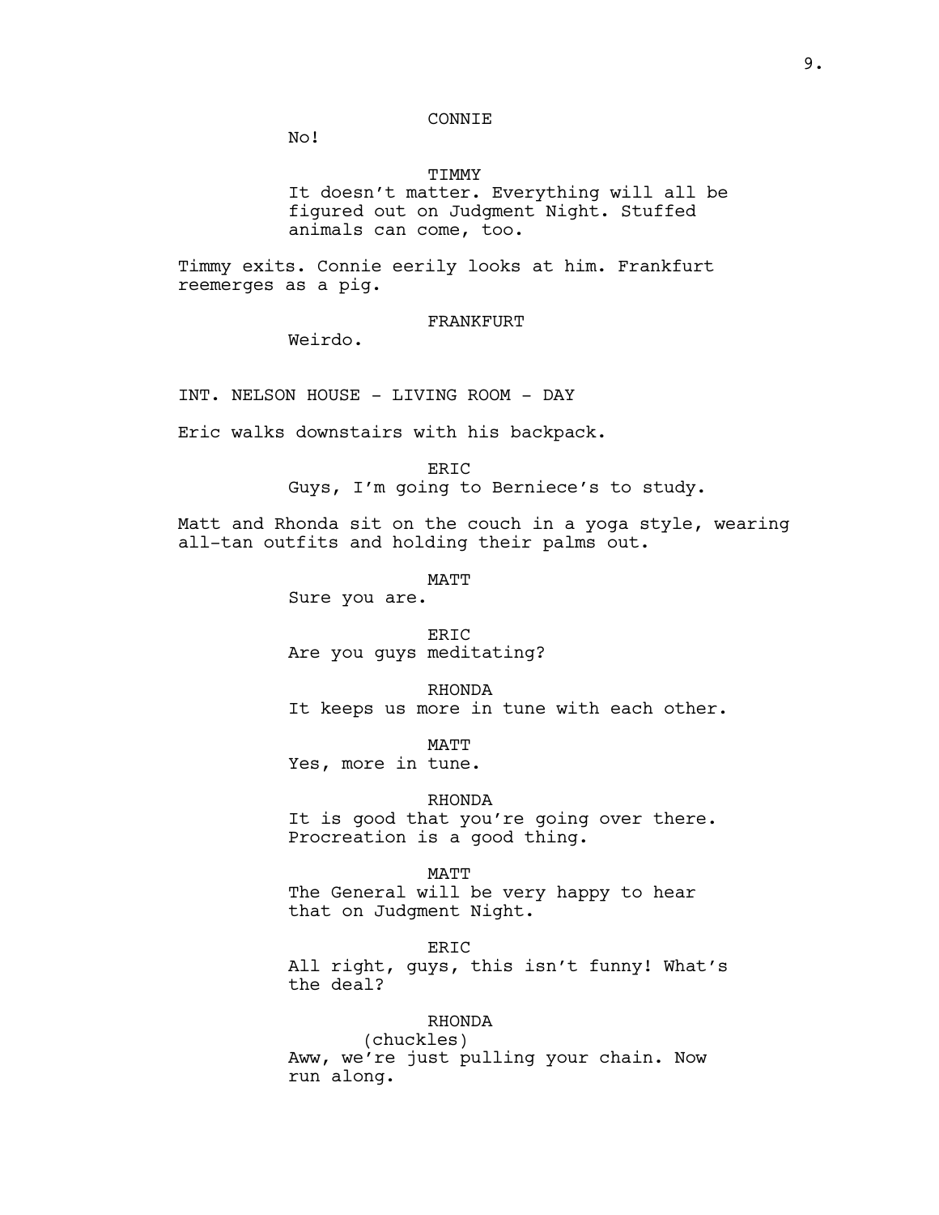CONNIE

No!

TIMMY

It doesn't matter. Everything will all be figured out on Judgment Night. Stuffed animals can come, too.

Timmy exits. Connie eerily looks at him. Frankfurt reemerges as a pig.

FRANKFURT

Weirdo.

INT. NELSON HOUSE - LIVING ROOM - DAY

Eric walks downstairs with his backpack.

ERIC

Guys, I'm going to Berniece's to study.

Matt and Rhonda sit on the couch in a yoga style, wearing all-tan outfits and holding their palms out.

MATT

Sure you are.

ERIC

Are you guys meditating?

RHONDA

It keeps us more in tune with each other.

MATT

Yes, more in tune.

RHONDA

It is good that you're going over there. Procreation is a good thing.

MATT

The General will be very happy to hear that on Judgment Night.

ERIC

All right, guys, this isn't funny! What's the deal?

RHONDA

(chuckles)

Aww, we're just pulling your chain. Now run along.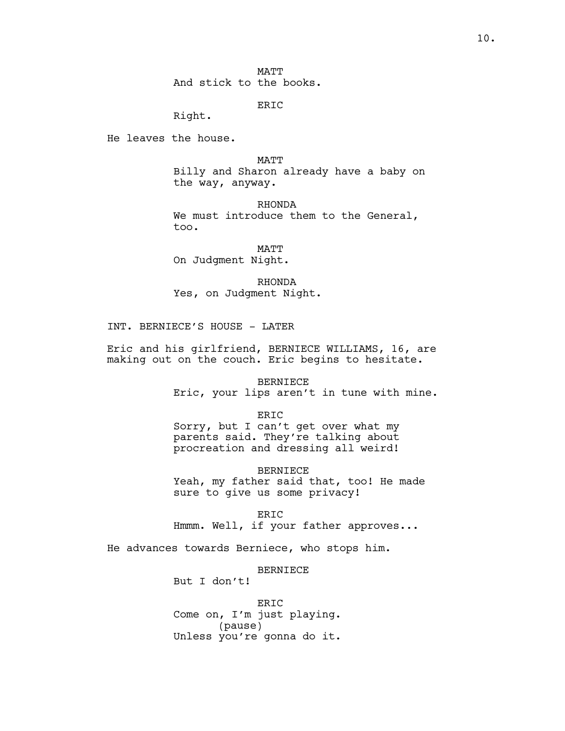MATT
And stick to the books.

ERIC
Right.

He leaves the house.

MATT
Billy and Sharon already have a baby on the way, anyway.

RHONDA
We must introduce them to the General, too.

MATT
On Judgment Night.

RHONDA
Yes, on Judgment Night.

INT. BERNIECE'S HOUSE - LATER

Eric and his girlfriend, BERNIECE WILLIAMS, 16, are making out on the couch. Eric begins to hesitate.

BERNIECE
Eric, your lips aren't in tune with mine.

ERIC
Sorry, but I can't get over what my parents said. They're talking about procreation and dressing all weird!

BERNIECE
Yeah, my father said that, too! He made sure to give us some privacy!

ERIC
Hmmm. Well, if your father approves...

He advances towards Berniece, who stops him.

BERNIECE
But I don't!

ERIC
Come on, I'm just playing.
(pause)
Unless you're gonna do it.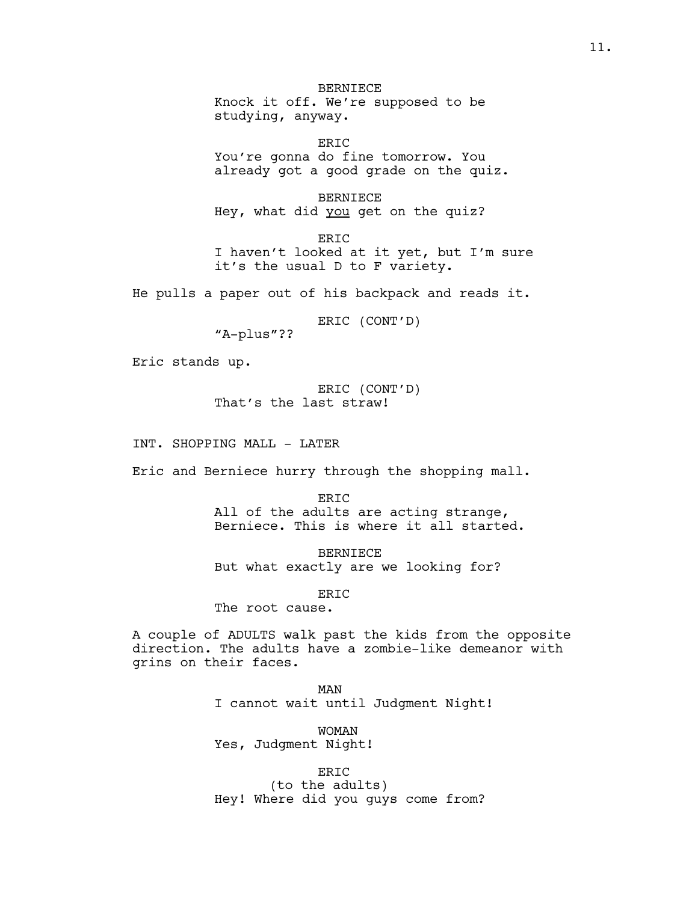BERNIECE
Knock it off. We're supposed to be studying, anyway.

ERIC
You're gonna do fine tomorrow. You already got a good grade on the quiz.

BERNIECE
Hey, what did _you_ get on the quiz?

ERIC
I haven't looked at it yet, but I'm sure it's the usual D to F variety.

He pulls a paper out of his backpack and reads it.

ERIC (CONT'D)
"A-plus"??

Eric stands up.

ERIC (CONT'D)
That's the last straw!

INT. SHOPPING MALL - LATER

Eric and Berniece hurry through the shopping mall.

ERIC
All of the adults are acting strange, Berniece. This is where it all started.

BERNIECE
But what exactly are we looking for?

ERIC
The root cause.

A couple of ADULTS walk past the kids from the opposite direction. The adults have a zombie-like demeanor with grins on their faces.

MAN
I cannot wait until Judgment Night!

WOMAN
Yes, Judgment Night!

ERIC
(to the adults)
Hey! Where did you guys come from?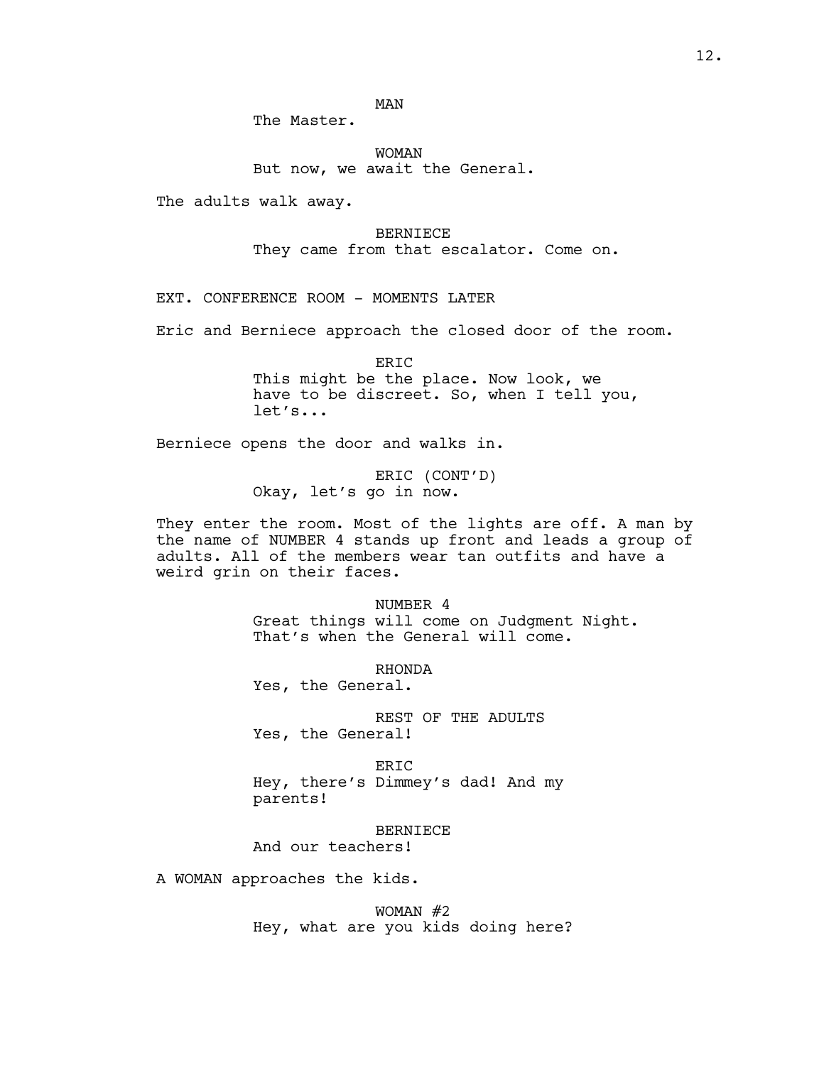MAN

The Master.

WOMAN

But now, we await the General.

The adults walk away.

BERNIECE

They came from that escalator. Come on.

EXT. CONFERENCE ROOM - MOMENTS LATER

Eric and Berniece approach the closed door of the room.

ERIC

This might be the place. Now look, we have to be discreet. So, when I tell you, let's...

Berniece opens the door and walks in.

ERIC (CONT'D)

Okay, let's go in now.

They enter the room. Most of the lights are off. A man by the name of NUMBER 4 stands up front and leads a group of adults. All of the members wear tan outfits and have a weird grin on their faces.

NUMBER 4

Great things will come on Judgment Night. That's when the General will come.

RHONDA

Yes, the General.

REST OF THE ADULTS

Yes, the General!

ERIC

Hey, there's Dimmey's dad! And my parents!

BERNIECE

And our teachers!

A WOMAN approaches the kids.

WOMAN #2

Hey, what are you kids doing here?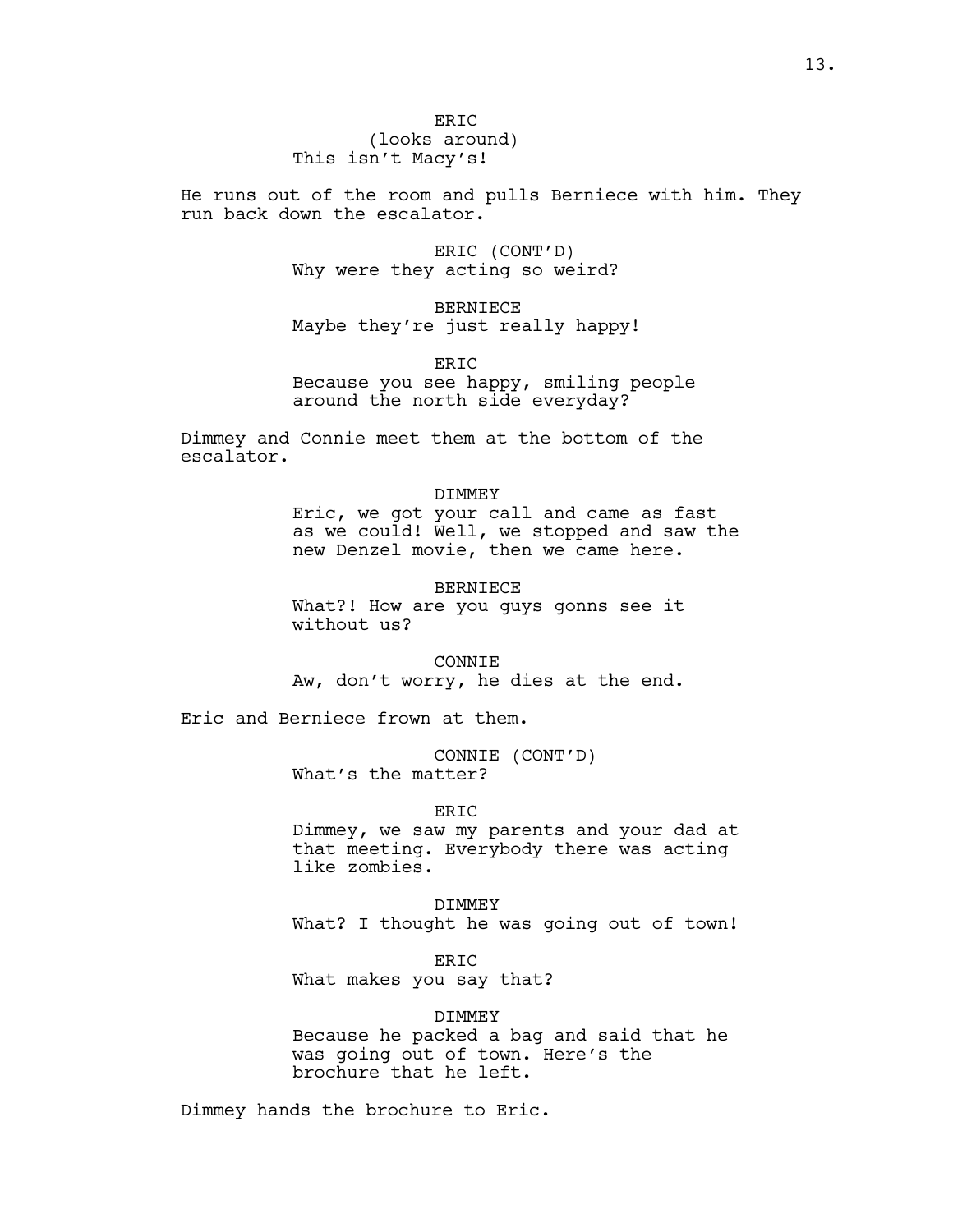ERIC
(looks around)
This isn't Macy's!

He runs out of the room and pulls Berniece with him. They run back down the escalator.

ERIC (CONT'D)
Why were they acting so weird?

BERNIECE
Maybe they're just really happy!

ERIC
Because you see happy, smiling people around the north side everyday?

Dimmey and Connie meet them at the bottom of the escalator.

DIMMEY
Eric, we got your call and came as fast as we could! Well, we stopped and saw the new Denzel movie, then we came here.

BERNIECE
What?! How are you guys gonns see it without us?

CONNIE
Aw, don't worry, he dies at the end.

Eric and Berniece frown at them.

CONNIE (CONT'D)
What's the matter?

ERIC
Dimmey, we saw my parents and your dad at that meeting. Everybody there was acting like zombies.

DIMMEY
What? I thought he was going out of town!

ERIC
What makes you say that?

DIMMEY
Because he packed a bag and said that he was going out of town. Here's the brochure that he left.

Dimmey hands the brochure to Eric.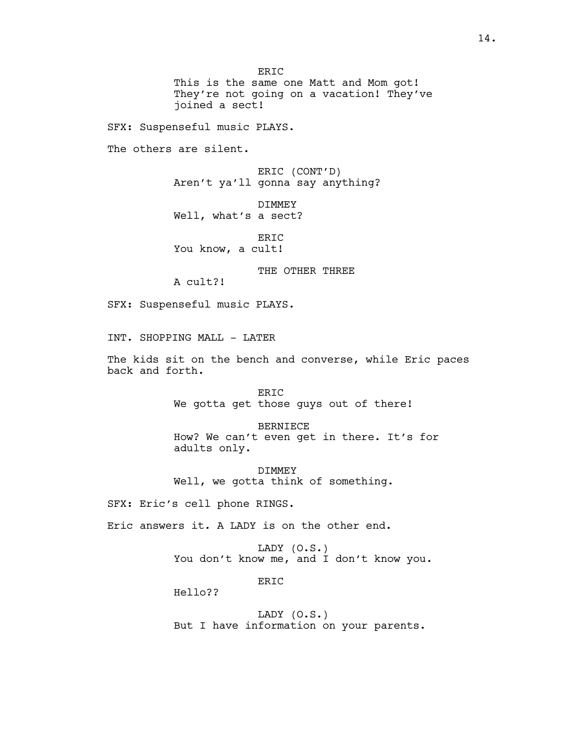ERIC
This is the same one Matt and Mom got! They're not going on a vacation! They've joined a sect!

SFX: Suspenseful music PLAYS.

The others are silent.

ERIC (CONT'D)
Aren't ya'll gonna say anything?

DIMMEY
Well, what's a sect?

ERIC
You know, a cult!

THE OTHER THREE
A cult?!

SFX: Suspenseful music PLAYS.

INT. SHOPPING MALL - LATER

The kids sit on the bench and converse, while Eric paces back and forth.

ERIC
We gotta get those guys out of there!

BERNIECE
How? We can't even get in there. It's for adults only.

DIMMEY
Well, we gotta think of something.

SFX: Eric's cell phone RINGS.

Eric answers it. A LADY is on the other end.

LADY (O.S.)
You don't know me, and I don't know you.

ERIC
Hello??

LADY (O.S.)
But I have information on your parents.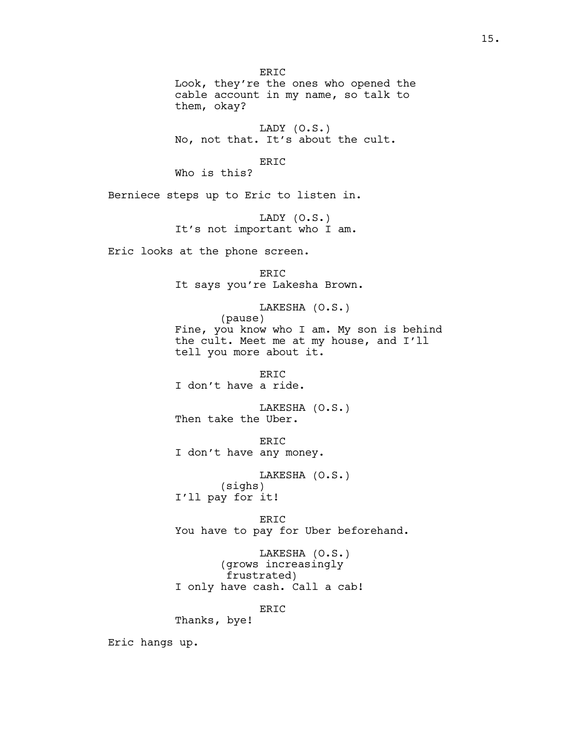ERIC

Look, they're the ones who opened the cable account in my name, so talk to them, okay?

LADY (O.S.)

No, not that. It's about the cult.

ERIC

Who is this?

Berniece steps up to Eric to listen in.

LADY (O.S.)

It's not important who I am.

Eric looks at the phone screen.

ERIC

It says you're Lakesha Brown.

LAKESHA (O.S.)

(pause)

Fine, you know who I am. My son is behind the cult. Meet me at my house, and I'll tell you more about it.

ERIC

I don't have a ride.

LAKESHA (O.S.)

Then take the Uber.

ERIC

I don't have any money.

LAKESHA (O.S.)

(sighs)

I'll pay for it!

ERIC

You have to pay for Uber beforehand.

LAKESHA (O.S.)

(grows increasingly frustrated)

I only have cash. Call a cab!

ERIC

Thanks, bye!

Eric hangs up.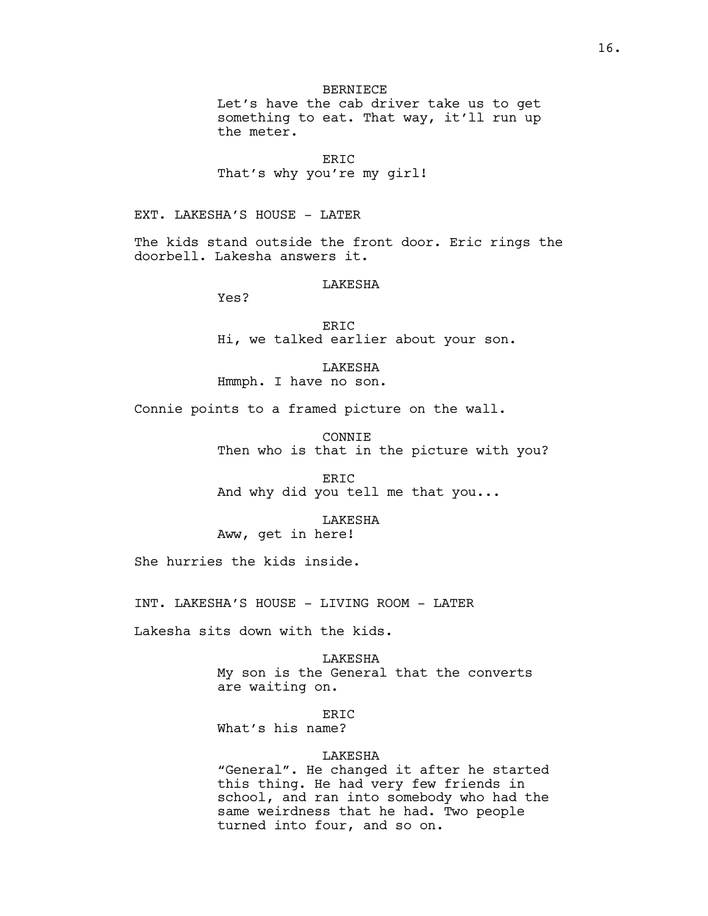BERNIECE
Let's have the cab driver take us to get something to eat. That way, it'll run up the meter.

ERIC
That's why you're my girl!

EXT. LAKESHA'S HOUSE - LATER

The kids stand outside the front door. Eric rings the doorbell. Lakesha answers it.

LAKESHA
Yes?

ERIC
Hi, we talked earlier about your son.

LAKESHA
Hmmph. I have no son.

Connie points to a framed picture on the wall.

CONNIE
Then who is that in the picture with you?

ERIC
And why did you tell me that you...

LAKESHA
Aww, get in here!

She hurries the kids inside.

INT. LAKESHA'S HOUSE - LIVING ROOM - LATER

Lakesha sits down with the kids.

LAKESHA
My son is the General that the converts are waiting on.

ERIC
What's his name?

LAKESHA
"General". He changed it after he started this thing. He had very few friends in school, and ran into somebody who had the same weirdness that he had. Two people turned into four, and so on.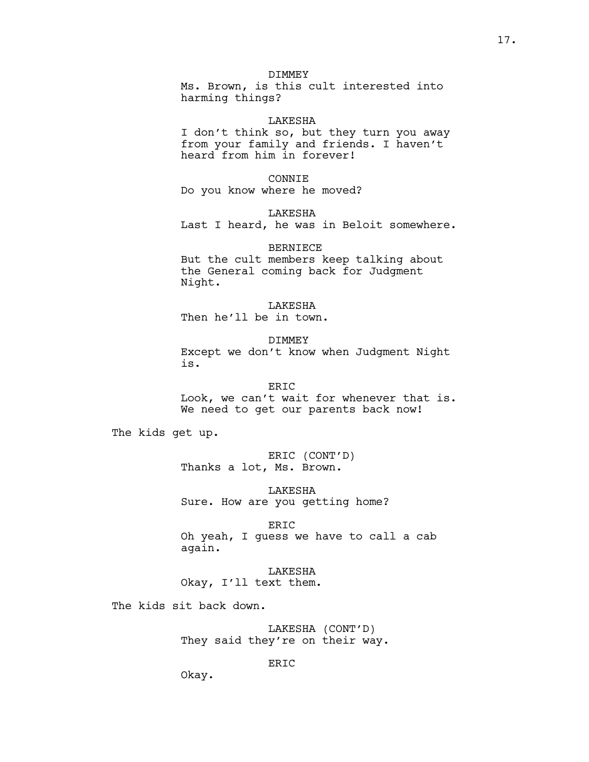DIMMEY
Ms. Brown, is this cult interested into harming things?

LAKESHA
I don't think so, but they turn you away from your family and friends. I haven't heard from him in forever!

CONNIE
Do you know where he moved?

LAKESHA
Last I heard, he was in Beloit somewhere.

BERNIECE
But the cult members keep talking about the General coming back for Judgment Night.

LAKESHA
Then he'll be in town.

DIMMEY
Except we don't know when Judgment Night is.

ERIC
Look, we can't wait for whenever that is. We need to get our parents back now!

The kids get up.

ERIC (CONT'D)
Thanks a lot, Ms. Brown.

LAKESHA
Sure. How are you getting home?

ERIC
Oh yeah, I guess we have to call a cab again.

LAKESHA
Okay, I'll text them.

The kids sit back down.

LAKESHA (CONT'D)
They said they're on their way.

ERIC
Okay.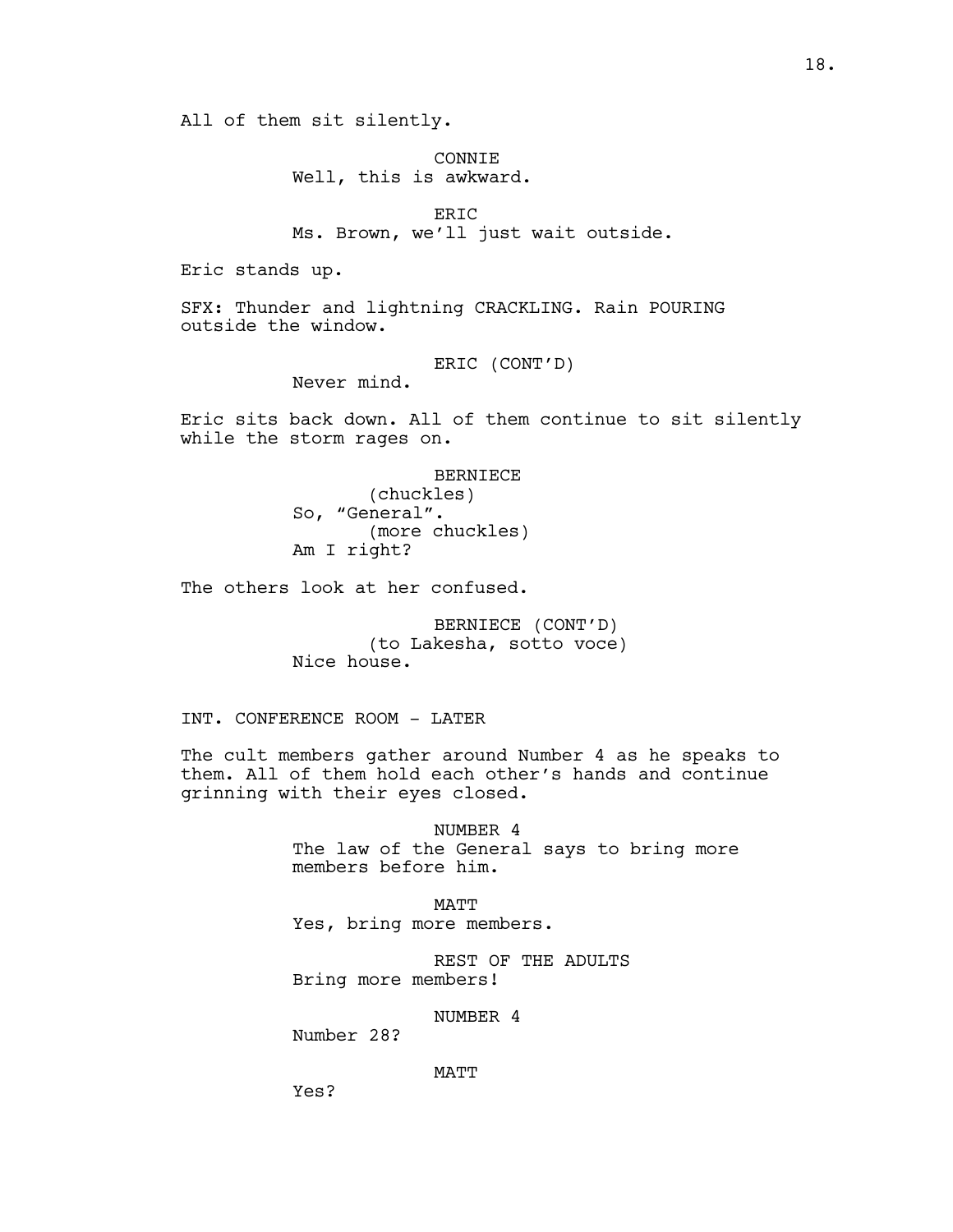All of them sit silently.

CONNIE
Well, this is awkward.

ERIC
Ms. Brown, we'll just wait outside.

Eric stands up.

SFX: Thunder and lightning CRACKLING. Rain POURING outside the window.

ERIC (CONT'D)
Never mind.

Eric sits back down. All of them continue to sit silently while the storm rages on.

BERNIECE
(chuckles)
So, "General".
(more chuckles)
Am I right?

The others look at her confused.

BERNIECE (CONT'D)
(to Lakesha, sotto voce)
Nice house.

INT. CONFERENCE ROOM - LATER

The cult members gather around Number 4 as he speaks to them. All of them hold each other's hands and continue grinning with their eyes closed.

NUMBER 4
The law of the General says to bring more members before him.

MATT
Yes, bring more members.

REST OF THE ADULTS
Bring more members!

NUMBER 4
Number 28?

MATT
Yes?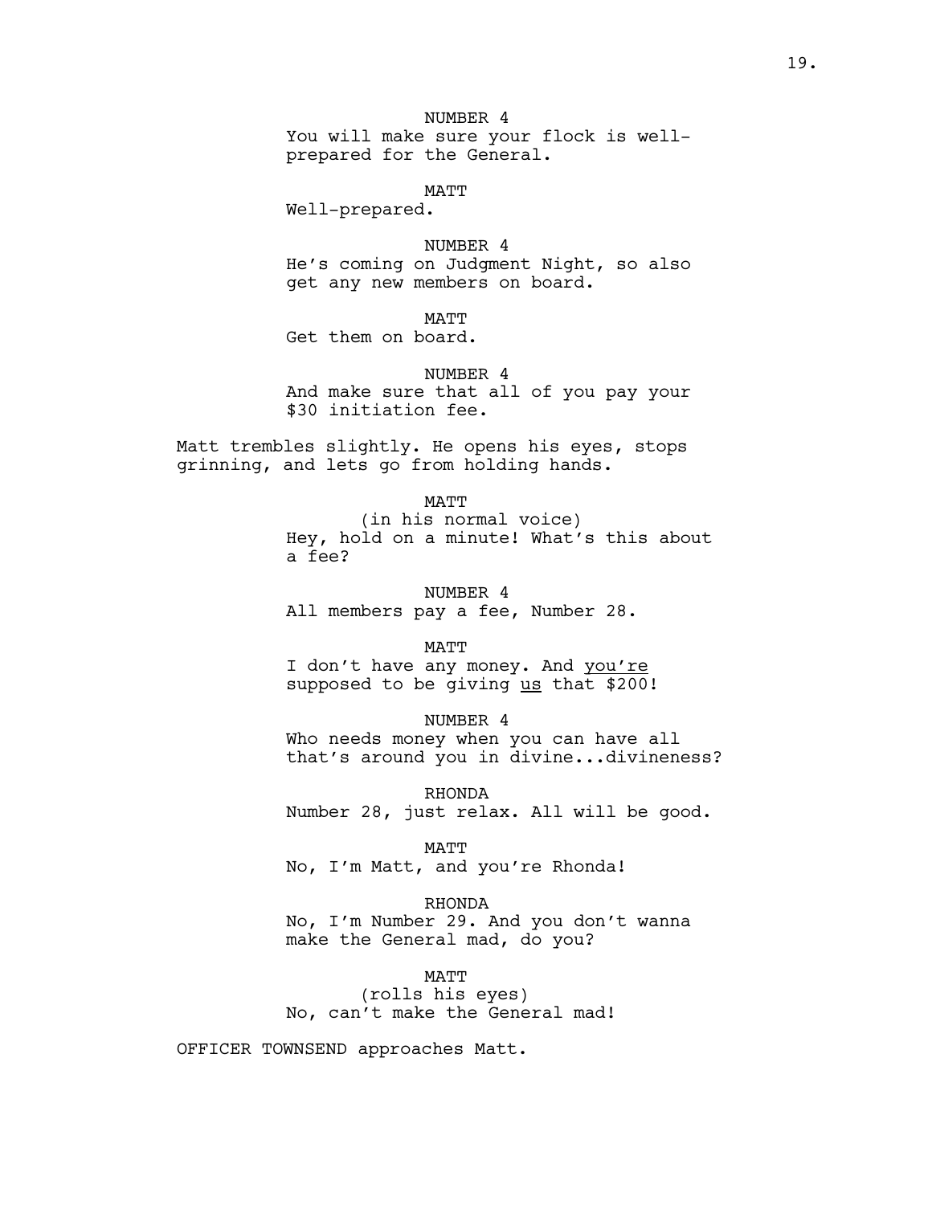NUMBER 4
You will make sure your flock is well-prepared for the General.

MATT
Well-prepared.

NUMBER 4
He's coming on Judgment Night, so also get any new members on board.

MATT
Get them on board.

NUMBER 4
And make sure that all of you pay your $30 initiation fee.

Matt trembles slightly. He opens his eyes, stops grinning, and lets go from holding hands.

MATT
(in his normal voice)
Hey, hold on a minute! What's this about a fee?

NUMBER 4
All members pay a fee, Number 28.

MATT
I don't have any money. And you're supposed to be giving us that $200!

NUMBER 4
Who needs money when you can have all that's around you in divine...divineness?

RHONDA
Number 28, just relax. All will be good.

MATT
No, I'm Matt, and you're Rhonda!

RHONDA
No, I'm Number 29. And you don't wanna make the General mad, do you?

MATT
(rolls his eyes)
No, can't make the General mad!

OFFICER TOWNSEND approaches Matt.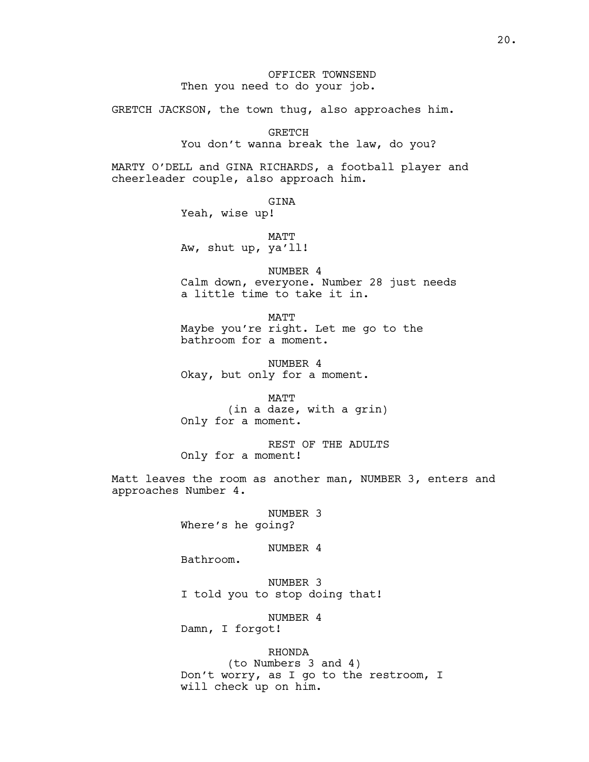OFFICER TOWNSEND
Then you need to do your job.

GRETCH JACKSON, the town thug, also approaches him.

GRETCH
You don't wanna break the law, do you?

MARTY O'DELL and GINA RICHARDS, a football player and cheerleader couple, also approach him.

GINA
Yeah, wise up!

MATT
Aw, shut up, ya'll!

NUMBER 4
Calm down, everyone. Number 28 just needs a little time to take it in.

MATT
Maybe you're right. Let me go to the bathroom for a moment.

NUMBER 4
Okay, but only for a moment.

MATT
(in a daze, with a grin)
Only for a moment.

REST OF THE ADULTS
Only for a moment!

Matt leaves the room as another man, NUMBER 3, enters and approaches Number 4.

NUMBER 3
Where's he going?

NUMBER 4
Bathroom.

NUMBER 3
I told you to stop doing that!

NUMBER 4
Damn, I forgot!

RHONDA
(to Numbers 3 and 4)
Don't worry, as I go to the restroom, I will check up on him.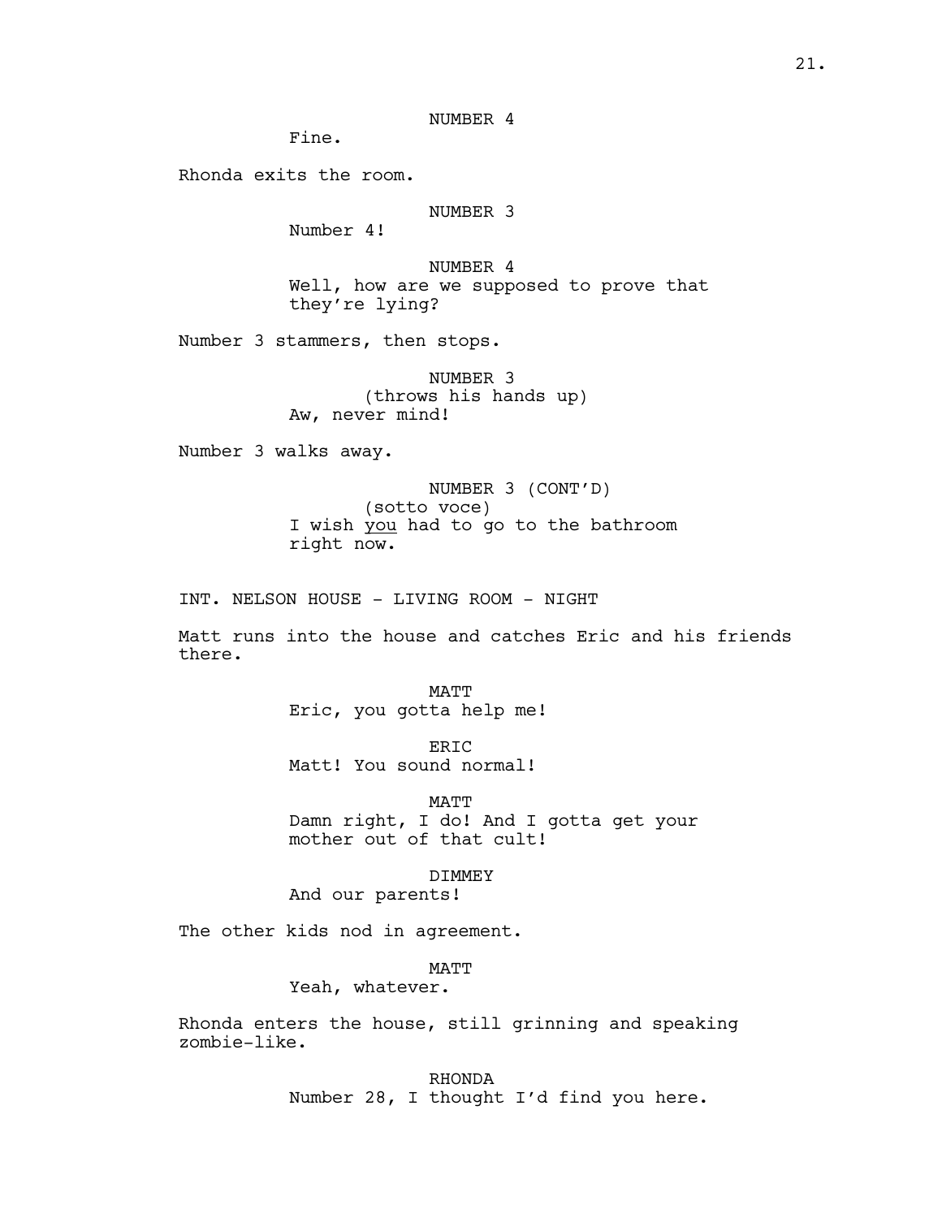NUMBER 4

Fine.

Rhonda exits the room.

NUMBER 3

Number 4!

NUMBER 4

Well, how are we supposed to prove that they're lying?

Number 3 stammers, then stops.

NUMBER 3

(throws his hands up)

Aw, never mind!

Number 3 walks away.

NUMBER 3 (CONT'D)

(sotto voce)

I wish <u>you</u> had to go to the bathroom right now.

INT. NELSON HOUSE - LIVING ROOM - NIGHT

Matt runs into the house and catches Eric and his friends there.

MATT

Eric, you gotta help me!

ERIC

Matt! You sound normal!

MATT

Damn right, I do! And I gotta get your mother out of that cult!

DIMMEY

And our parents!

The other kids nod in agreement.

MATT

Yeah, whatever.

Rhonda enters the house, still grinning and speaking zombie-like.

RHONDA

Number 28, I thought I'd find you here.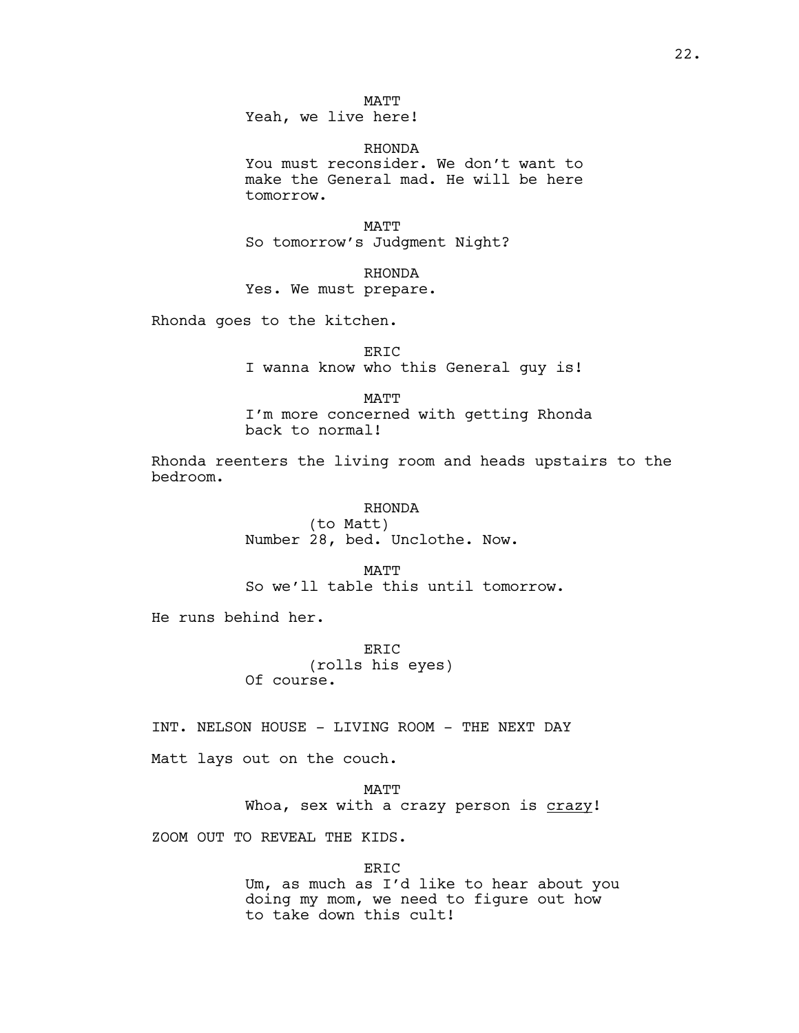MATT
Yeah, we live here!

RHONDA
You must reconsider. We don't want to make the General mad. He will be here tomorrow.

MATT
So tomorrow's Judgment Night?

RHONDA
Yes. We must prepare.

Rhonda goes to the kitchen.

ERIC
I wanna know who this General guy is!

MATT
I'm more concerned with getting Rhonda back to normal!

Rhonda reenters the living room and heads upstairs to the bedroom.

RHONDA
(to Matt)
Number 28, bed. Unclothe. Now.

MATT
So we'll table this until tomorrow.

He runs behind her.

ERIC
(rolls his eyes)
Of course.

INT. NELSON HOUSE - LIVING ROOM - THE NEXT DAY

Matt lays out on the couch.

MATT
Whoa, sex with a crazy person is <u>crazy</u>!

ZOOM OUT TO REVEAL THE KIDS.

ERIC
Um, as much as I'd like to hear about you doing my mom, we need to figure out how to take down this cult!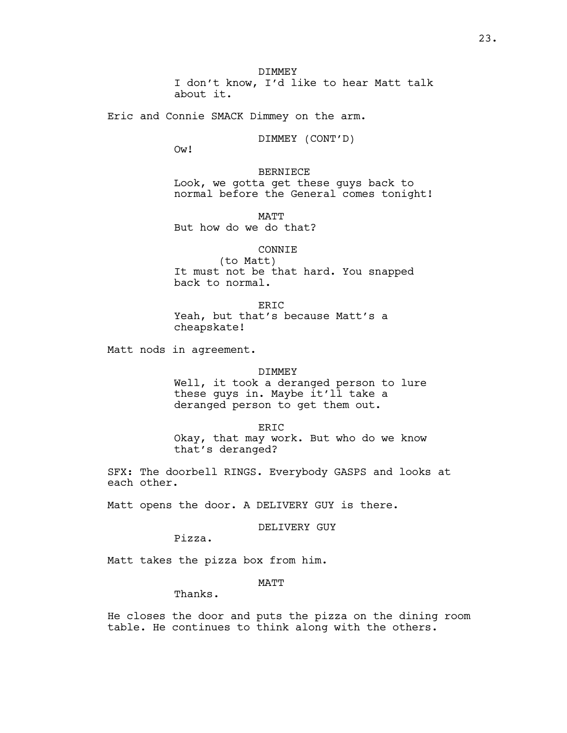DIMMEY

I don't know, I'd like to hear Matt talk about it.

Eric and Connie SMACK Dimmey on the arm.

DIMMEY (CONT'D)

Ow!

BERNIECE

Look, we gotta get these guys back to normal before the General comes tonight!

MATT

But how do we do that?

CONNIE

(to Matt)

It must not be that hard. You snapped back to normal.

ERIC

Yeah, but that's because Matt's a cheapskate!

Matt nods in agreement.

DIMMEY

Well, it took a deranged person to lure these guys in. Maybe it'll take a deranged person to get them out.

ERIC

Okay, that may work. But who do we know that's deranged?

SFX: The doorbell RINGS. Everybody GASPS and looks at each other.

Matt opens the door. A DELIVERY GUY is there.

DELIVERY GUY

Pizza.

Matt takes the pizza box from him.

MATT

Thanks.

He closes the door and puts the pizza on the dining room table. He continues to think along with the others.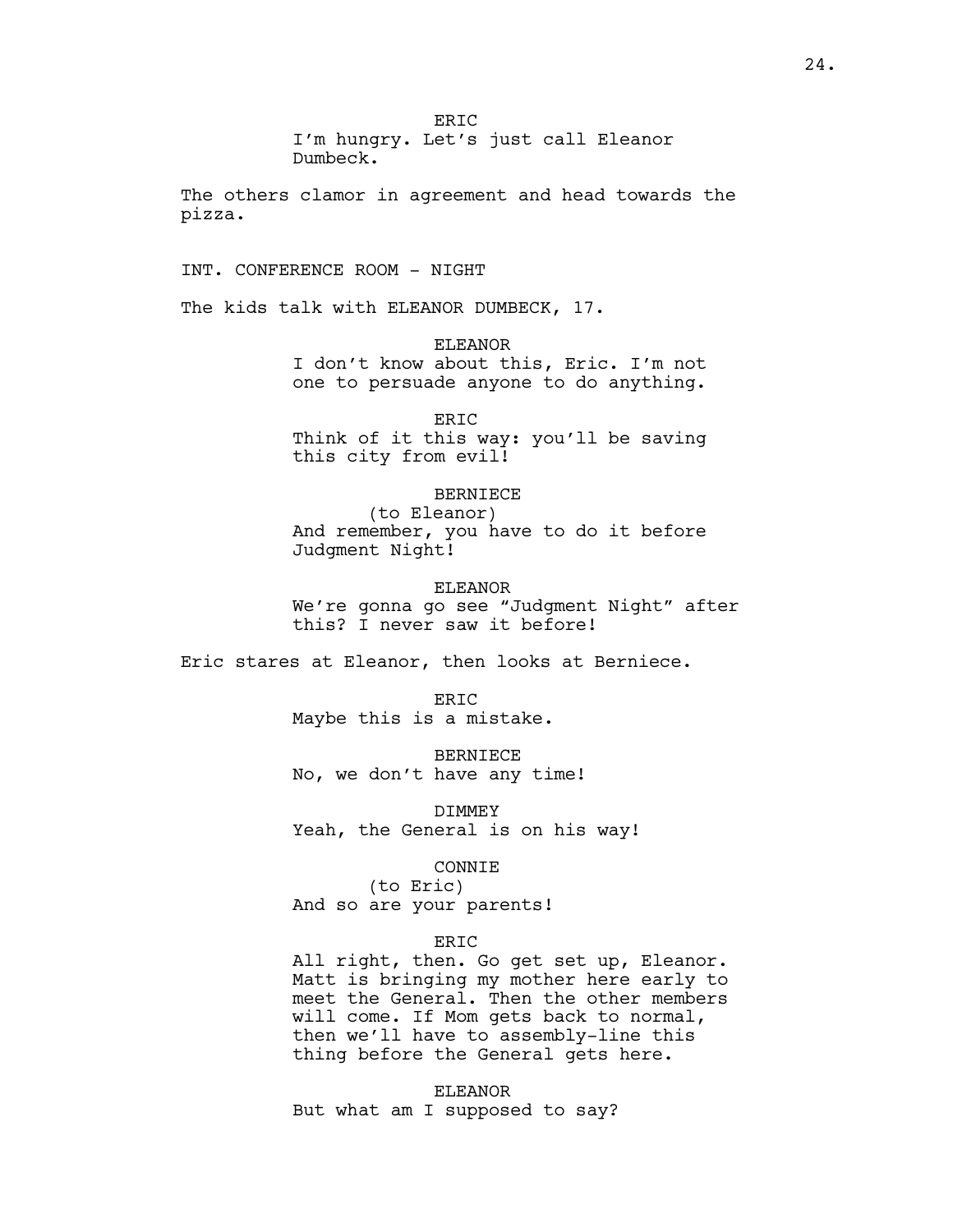ERIC
I'm hungry. Let's just call Eleanor Dumbeck.

The others clamor in agreement and head towards the pizza.

INT. CONFERENCE ROOM - NIGHT

The kids talk with ELEANOR DUMBECK, 17.

ELEANOR
I don't know about this, Eric. I'm not one to persuade anyone to do anything.

ERIC
Think of it this way: you'll be saving this city from evil!

BERNIECE
(to Eleanor)
And remember, you have to do it before Judgment Night!

ELEANOR
We're gonna go see "Judgment Night" after this? I never saw it before!

Eric stares at Eleanor, then looks at Berniece.

ERIC
Maybe this is a mistake.

BERNIECE
No, we don't have any time!

DIMMEY
Yeah, the General is on his way!

CONNIE
(to Eric)
And so are your parents!

ERIC
All right, then. Go get set up, Eleanor. Matt is bringing my mother here early to meet the General. Then the other members will come. If Mom gets back to normal, then we'll have to assembly-line this thing before the General gets here.

ELEANOR
But what am I supposed to say?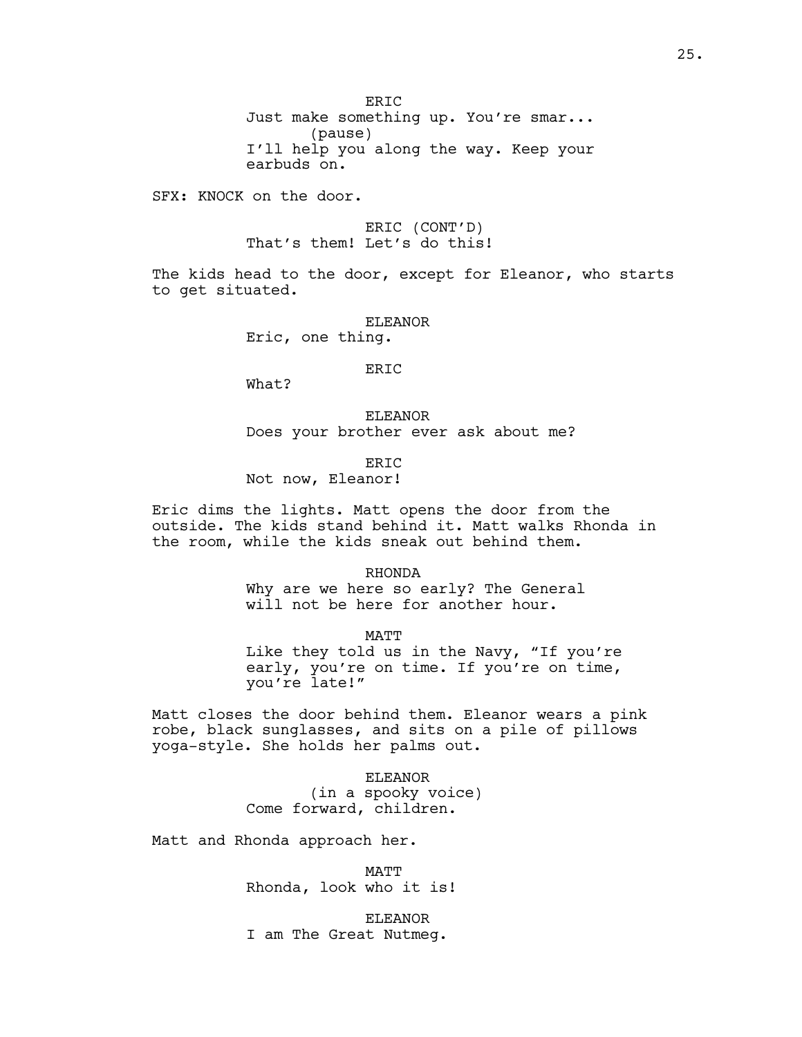ERIC
Just make something up. You're smar...
(pause)
I'll help you along the way. Keep your earbuds on.

SFX: KNOCK on the door.

ERIC (CONT'D)
That's them! Let's do this!

The kids head to the door, except for Eleanor, who starts to get situated.

ELEANOR
Eric, one thing.

ERIC
What?

ELEANOR
Does your brother ever ask about me?

ERIC
Not now, Eleanor!

Eric dims the lights. Matt opens the door from the outside. The kids stand behind it. Matt walks Rhonda in the room, while the kids sneak out behind them.

RHONDA
Why are we here so early? The General will not be here for another hour.

MATT
Like they told us in the Navy, "If you're early, you're on time. If you're on time, you're late!"

Matt closes the door behind them. Eleanor wears a pink robe, black sunglasses, and sits on a pile of pillows yoga-style. She holds her palms out.

ELEANOR
(in a spooky voice)
Come forward, children.

Matt and Rhonda approach her.

MATT
Rhonda, look who it is!

ELEANOR
I am The Great Nutmeg.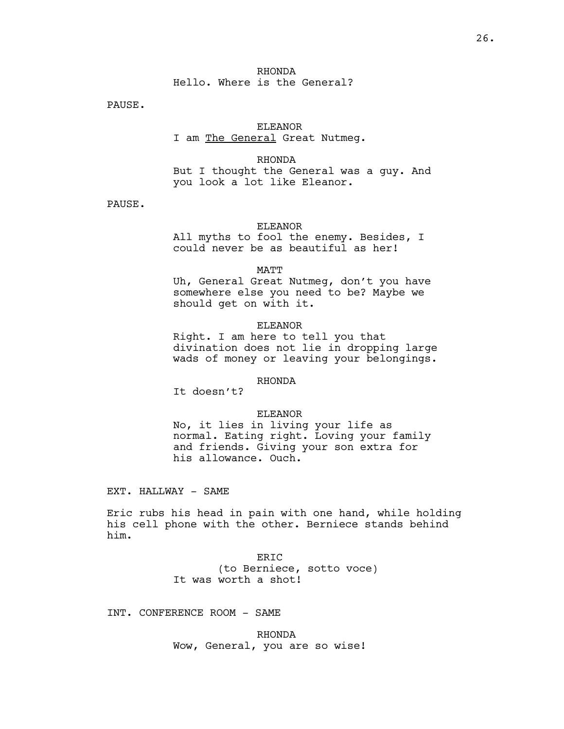RHONDA
Hello. Where is the General?

PAUSE.

ELEANOR
I am <u>The General</u> Great Nutmeg.

RHONDA
But I thought the General was a guy. And you look a lot like Eleanor.

PAUSE.

ELEANOR
All myths to fool the enemy. Besides, I could never be as beautiful as her!

MATT
Uh, General Great Nutmeg, don't you have somewhere else you need to be? Maybe we should get on with it.

ELEANOR
Right. I am here to tell you that divination does not lie in dropping large wads of money or leaving your belongings.

RHONDA
It doesn't?

ELEANOR
No, it lies in living your life as normal. Eating right. Loving your family and friends. Giving your son extra for his allowance. Ouch.

EXT. HALLWAY - SAME

Eric rubs his head in pain with one hand, while holding his cell phone with the other. Berniece stands behind him.

ERIC
(to Berniece, sotto voce)
It was worth a shot!

INT. CONFERENCE ROOM - SAME

RHONDA
Wow, General, you are so wise!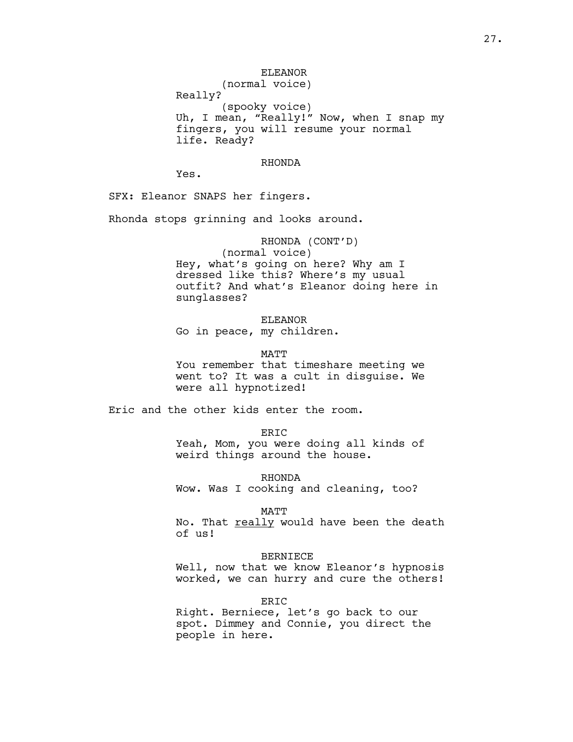ELEANOR
(normal voice)
Really?
(spooky voice)
Uh, I mean, "Really!" Now, when I snap my fingers, you will resume your normal life. Ready?

RHONDA
Yes.

SFX: Eleanor SNAPS her fingers.

Rhonda stops grinning and looks around.

RHONDA (CONT'D)
(normal voice)
Hey, what's going on here? Why am I dressed like this? Where's my usual outfit? And what's Eleanor doing here in sunglasses?

ELEANOR
Go in peace, my children.

MATT
You remember that timeshare meeting we went to? It was a cult in disguise. We were all hypnotized!

Eric and the other kids enter the room.

ERIC
Yeah, Mom, you were doing all kinds of weird things around the house.

RHONDA
Wow. Was I cooking and cleaning, too?

MATT
No. That <u>really</u> would have been the death of us!

BERNIECE
Well, now that we know Eleanor's hypnosis worked, we can hurry and cure the others!

ERIC
Right. Berniece, let's go back to our spot. Dimmey and Connie, you direct the people in here.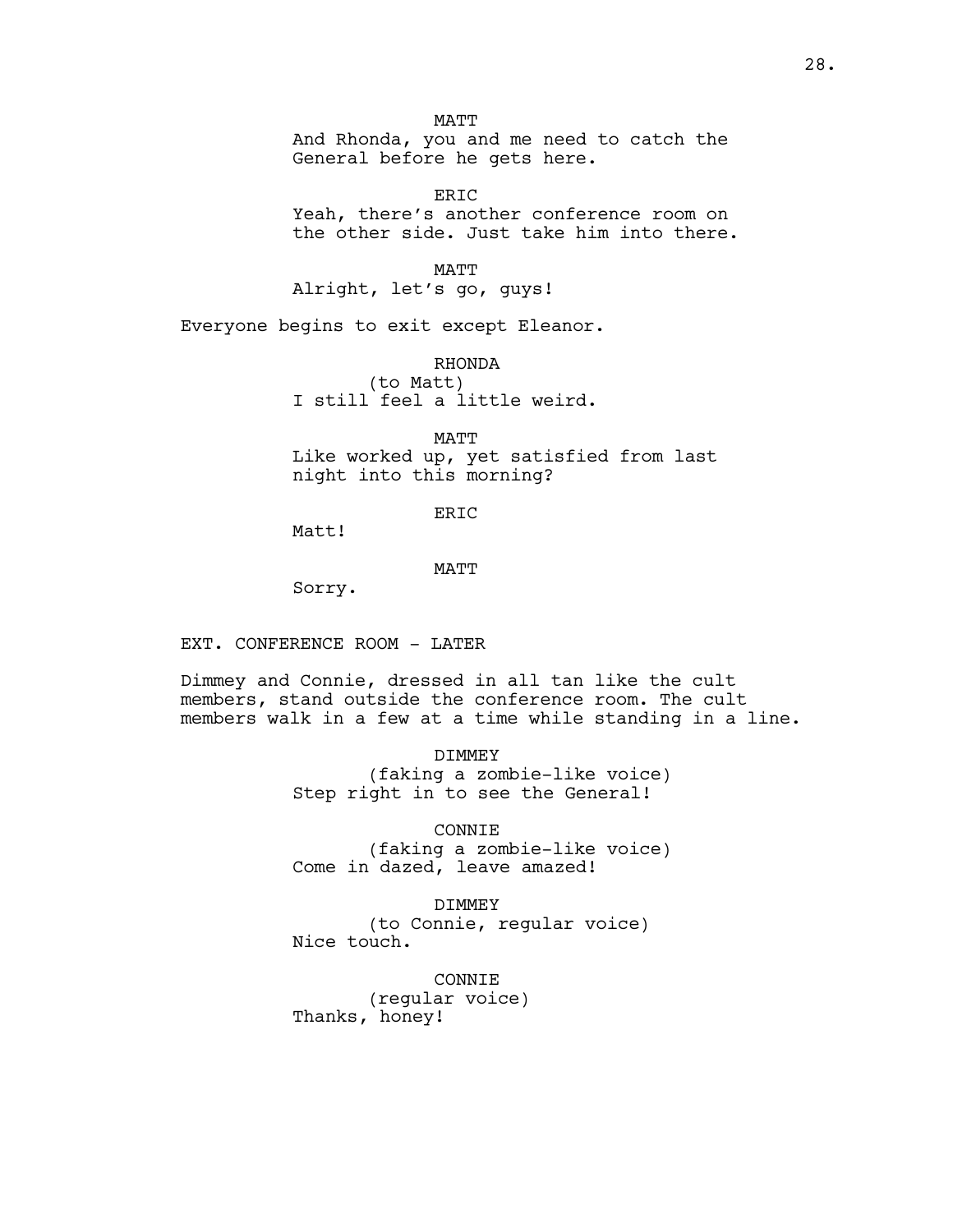MATT

And Rhonda, you and me need to catch the General before he gets here.

ERIC

Yeah, there's another conference room on the other side. Just take him into there.

MATT

Alright, let's go, guys!

Everyone begins to exit except Eleanor.

RHONDA

(to Matt)

I still feel a little weird.

MATT

Like worked up, yet satisfied from last night into this morning?

ERIC

Matt!

MATT

Sorry.

EXT. CONFERENCE ROOM - LATER

Dimmey and Connie, dressed in all tan like the cult members, stand outside the conference room. The cult members walk in a few at a time while standing in a line.

DIMMEY

(faking a zombie-like voice)

Step right in to see the General!

CONNIE

(faking a zombie-like voice)

Come in dazed, leave amazed!

DIMMEY

(to Connie, regular voice)

Nice touch.

CONNIE

(regular voice)

Thanks, honey!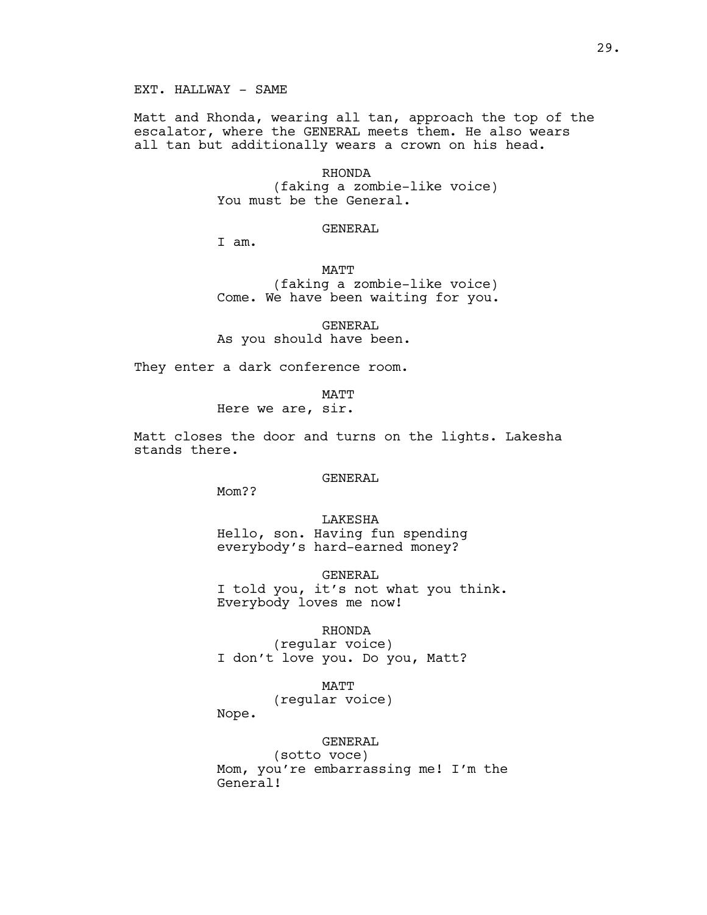EXT. HALLWAY - SAME

Matt and Rhonda, wearing all tan, approach the top of the escalator, where the GENERAL meets them. He also wears all tan but additionally wears a crown on his head.

RHONDA
(faking a zombie-like voice)
You must be the General.

GENERAL
I am.

MATT
(faking a zombie-like voice)
Come. We have been waiting for you.

GENERAL
As you should have been.

They enter a dark conference room.

MATT
Here we are, sir.

Matt closes the door and turns on the lights. Lakesha stands there.

GENERAL
Mom??

LAKESHA
Hello, son. Having fun spending everybody's hard-earned money?

GENERAL
I told you, it's not what you think. Everybody loves me now!

RHONDA
(regular voice)
I don't love you. Do you, Matt?

MATT
(regular voice)
Nope.

GENERAL
(sotto voce)
Mom, you're embarrassing me! I'm the General!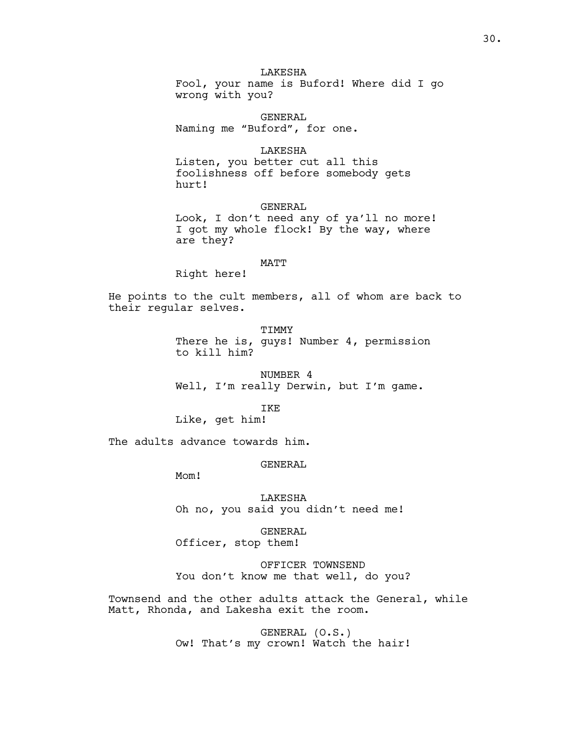LAKESHA
Fool, your name is Buford! Where did I go wrong with you?

GENERAL
Naming me "Buford", for one.

LAKESHA
Listen, you better cut all this foolishness off before somebody gets hurt!

GENERAL
Look, I don't need any of ya'll no more! I got my whole flock! By the way, where are they?

MATT
Right here!

He points to the cult members, all of whom are back to their regular selves.

TIMMY
There he is, guys! Number 4, permission to kill him?

NUMBER 4
Well, I'm really Derwin, but I'm game.

IKE
Like, get him!

The adults advance towards him.

GENERAL
Mom!

LAKESHA
Oh no, you said you didn't need me!

GENERAL
Officer, stop them!

OFFICER TOWNSEND
You don't know me that well, do you?

Townsend and the other adults attack the General, while Matt, Rhonda, and Lakesha exit the room.

GENERAL (O.S.)
Ow! That's my crown! Watch the hair!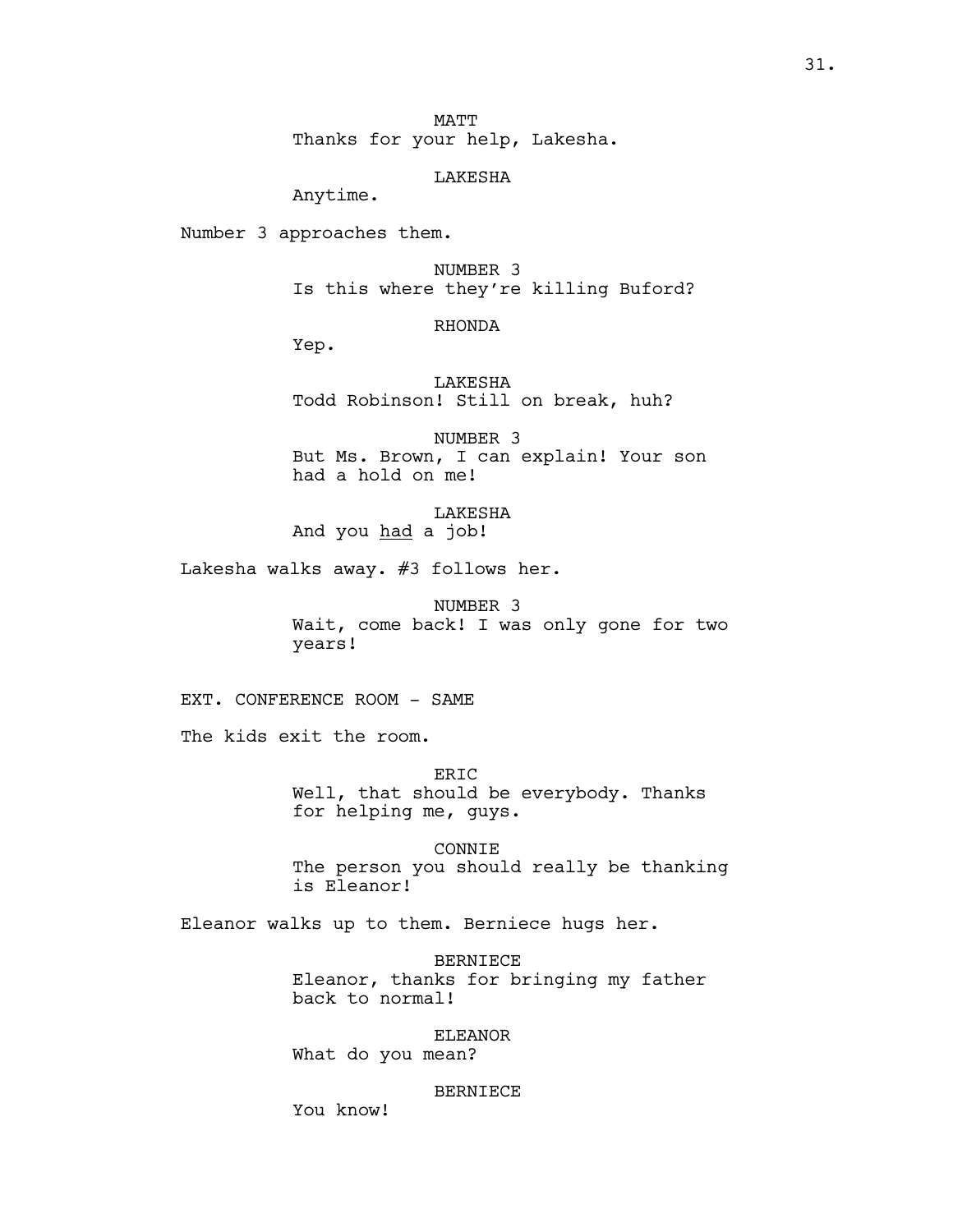MATT
Thanks for your help, Lakesha.

LAKESHA
Anytime.

Number 3 approaches them.

NUMBER 3
Is this where they're killing Buford?

RHONDA
Yep.

LAKESHA
Todd Robinson! Still on break, huh?

NUMBER 3
But Ms. Brown, I can explain! Your son had a hold on me!

LAKESHA
And you <u>had</u> a job!

Lakesha walks away. #3 follows her.

NUMBER 3
Wait, come back! I was only gone for two years!

EXT. CONFERENCE ROOM - SAME

The kids exit the room.

ERIC
Well, that should be everybody. Thanks for helping me, guys.

CONNIE
The person you should really be thanking is Eleanor!

Eleanor walks up to them. Berniece hugs her.

BERNIECE
Eleanor, thanks for bringing my father back to normal!

ELEANOR
What do you mean?

BERNIECE
You know!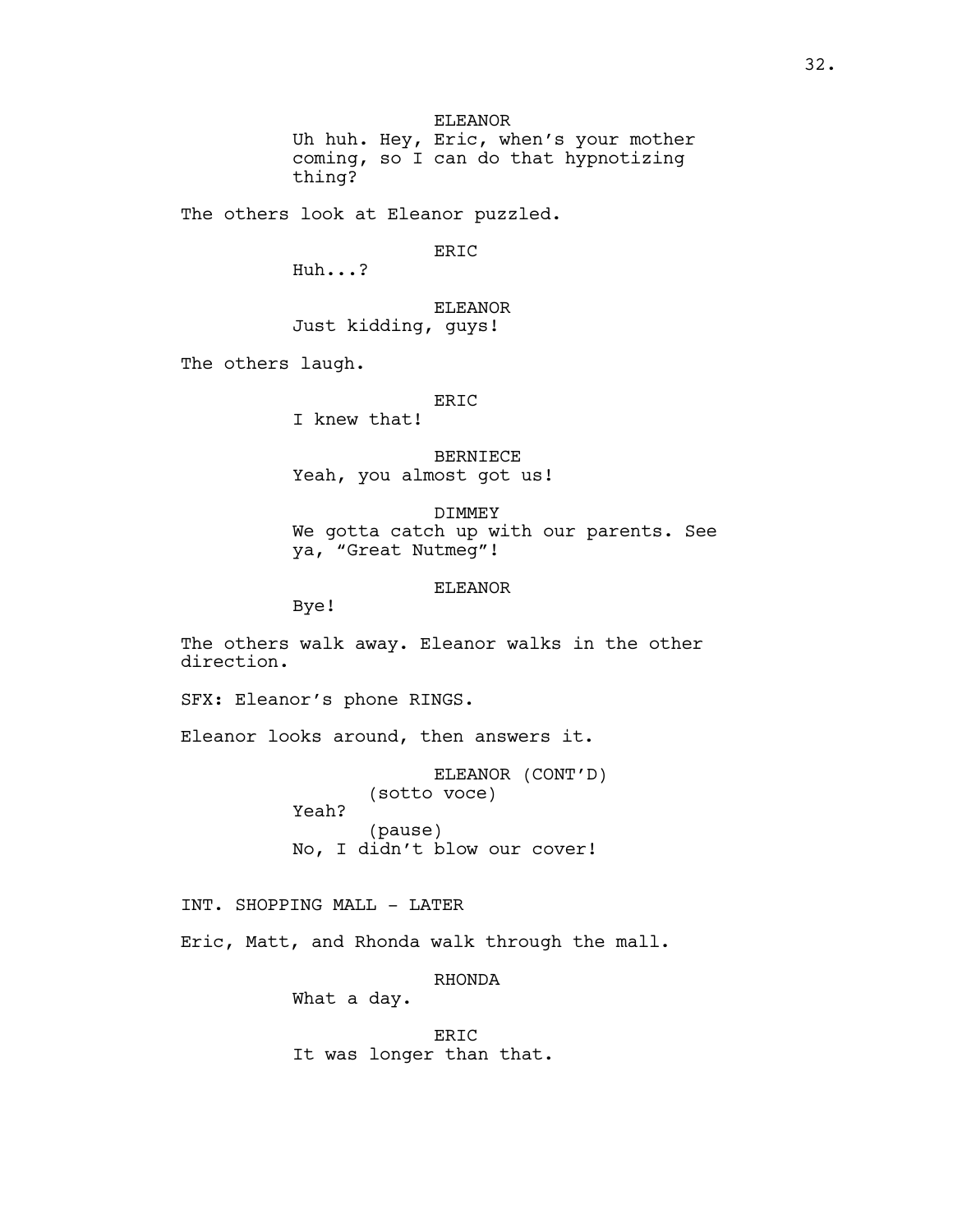ELEANOR
Uh huh. Hey, Eric, when's your mother coming, so I can do that hypnotizing thing?

The others look at Eleanor puzzled.

ERIC
Huh...?

ELEANOR
Just kidding, guys!

The others laugh.

ERIC
I knew that!

BERNIECE
Yeah, you almost got us!

DIMMEY
We gotta catch up with our parents. See ya, "Great Nutmeg"!

ELEANOR
Bye!

The others walk away. Eleanor walks in the other direction.

SFX: Eleanor's phone RINGS.

Eleanor looks around, then answers it.

ELEANOR (CONT'D)
(sotto voce)
Yeah?
(pause)
No, I didn't blow our cover!

INT. SHOPPING MALL - LATER

Eric, Matt, and Rhonda walk through the mall.

RHONDA
What a day.

ERIC
It was longer than that.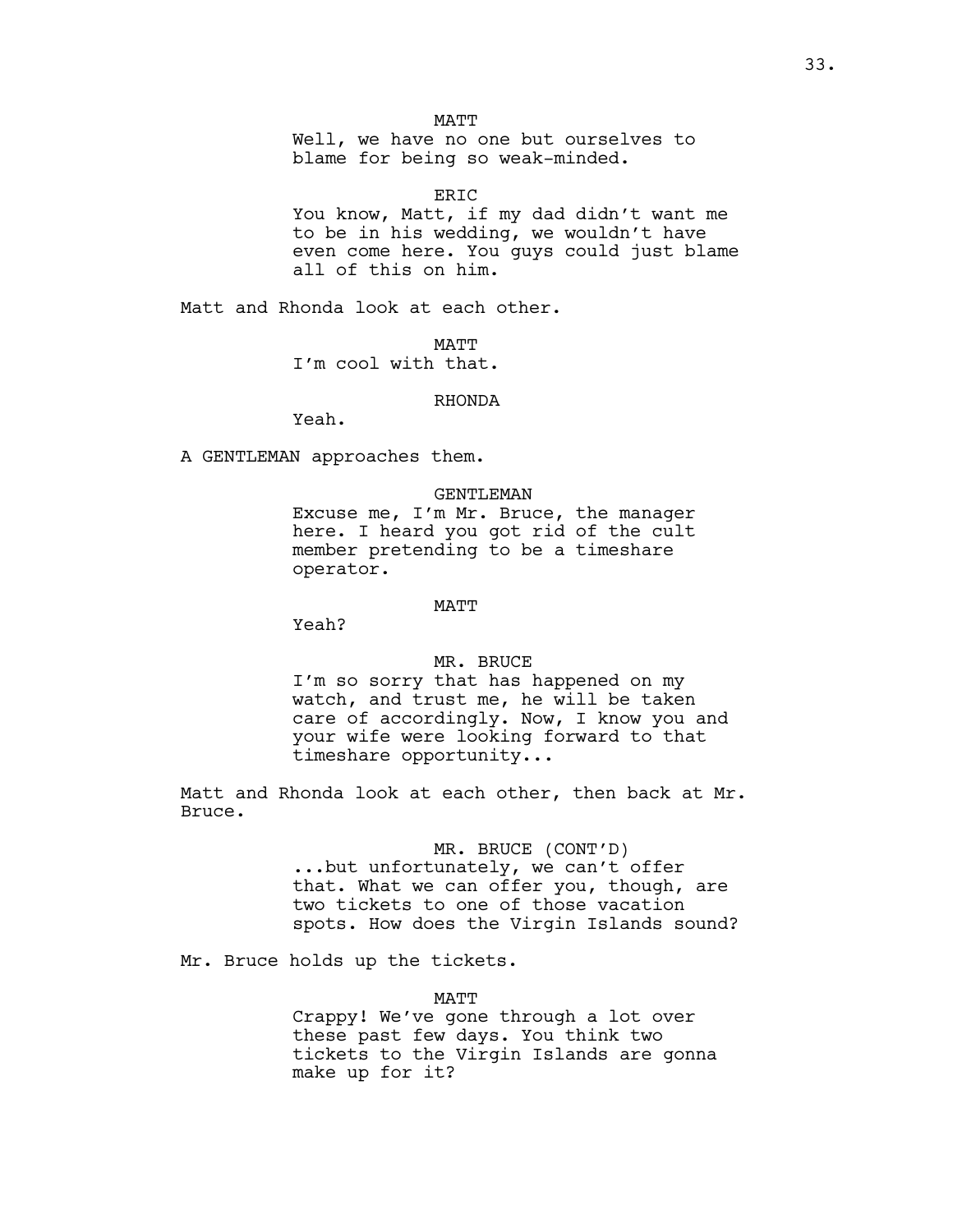MATT

Well, we have no one but ourselves to blame for being so weak-minded.

ERIC

You know, Matt, if my dad didn't want me to be in his wedding, we wouldn't have even come here. You guys could just blame all of this on him.

Matt and Rhonda look at each other.

MATT

I'm cool with that.

RHONDA

Yeah.

A GENTLEMAN approaches them.

GENTLEMAN

Excuse me, I'm Mr. Bruce, the manager here. I heard you got rid of the cult member pretending to be a timeshare operator.

MATT

Yeah?

MR. BRUCE

I'm so sorry that has happened on my watch, and trust me, he will be taken care of accordingly. Now, I know you and your wife were looking forward to that timeshare opportunity...

Matt and Rhonda look at each other, then back at Mr. Bruce.

MR. BRUCE (CONT'D)

...but unfortunately, we can't offer that. What we can offer you, though, are two tickets to one of those vacation spots. How does the Virgin Islands sound?

Mr. Bruce holds up the tickets.

MATT

Crappy! We've gone through a lot over these past few days. You think two tickets to the Virgin Islands are gonna make up for it?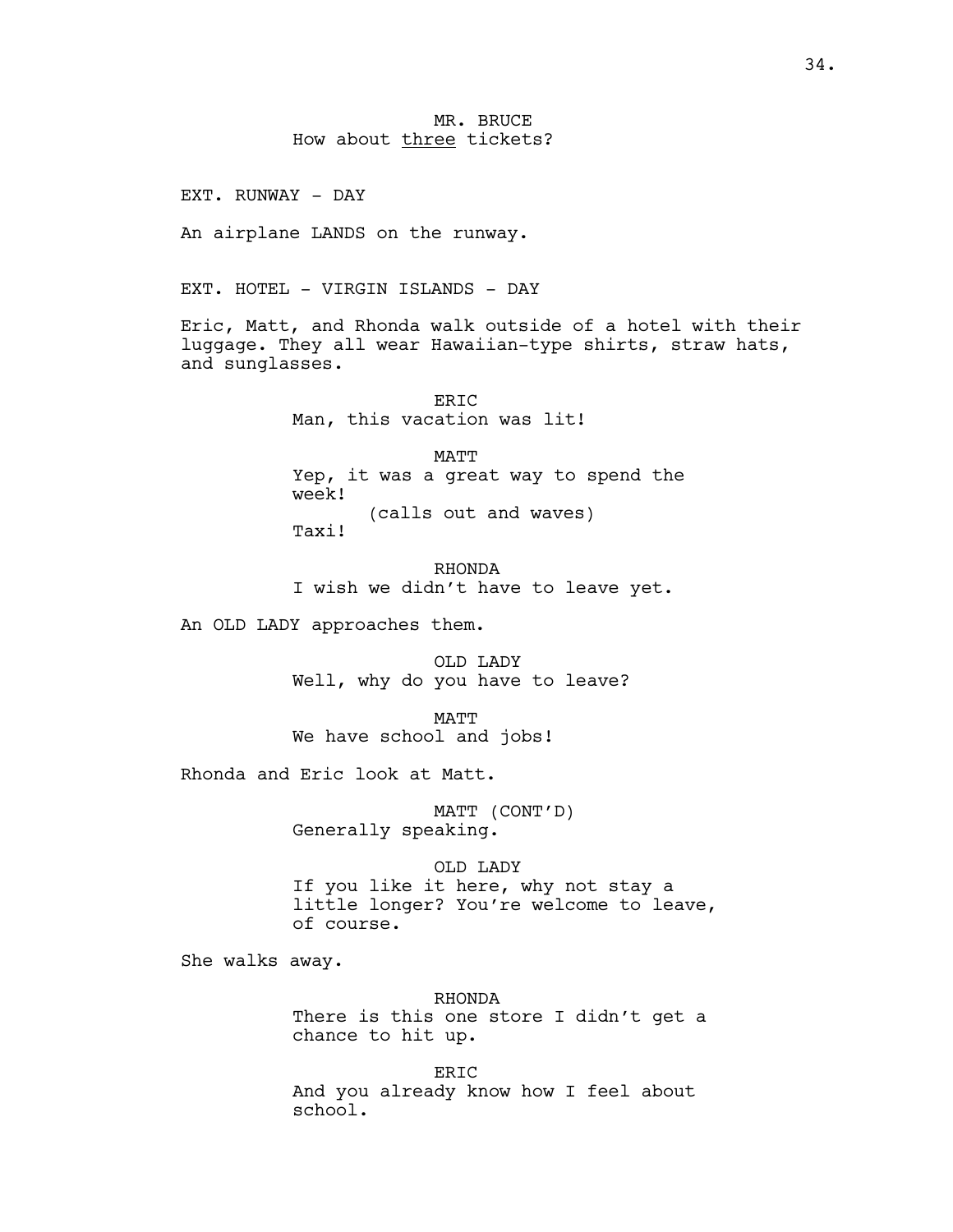MR. BRUCE
How about <u>three</u> tickets?

EXT. RUNWAY - DAY

An airplane LANDS on the runway.

EXT. HOTEL - VIRGIN ISLANDS - DAY

Eric, Matt, and Rhonda walk outside of a hotel with their luggage. They all wear Hawaiian-type shirts, straw hats, and sunglasses.

ERIC
Man, this vacation was lit!

MATT
Yep, it was a great way to spend the week!
(calls out and waves)
Taxi!

RHONDA
I wish we didn't have to leave yet.

An OLD LADY approaches them.

OLD LADY
Well, why do you have to leave?

MATT
We have school and jobs!

Rhonda and Eric look at Matt.

MATT (CONT'D)
Generally speaking.

OLD LADY
If you like it here, why not stay a little longer? You're welcome to leave, of course.

She walks away.

RHONDA
There is this one store I didn't get a chance to hit up.

ERIC
And you already know how I feel about school.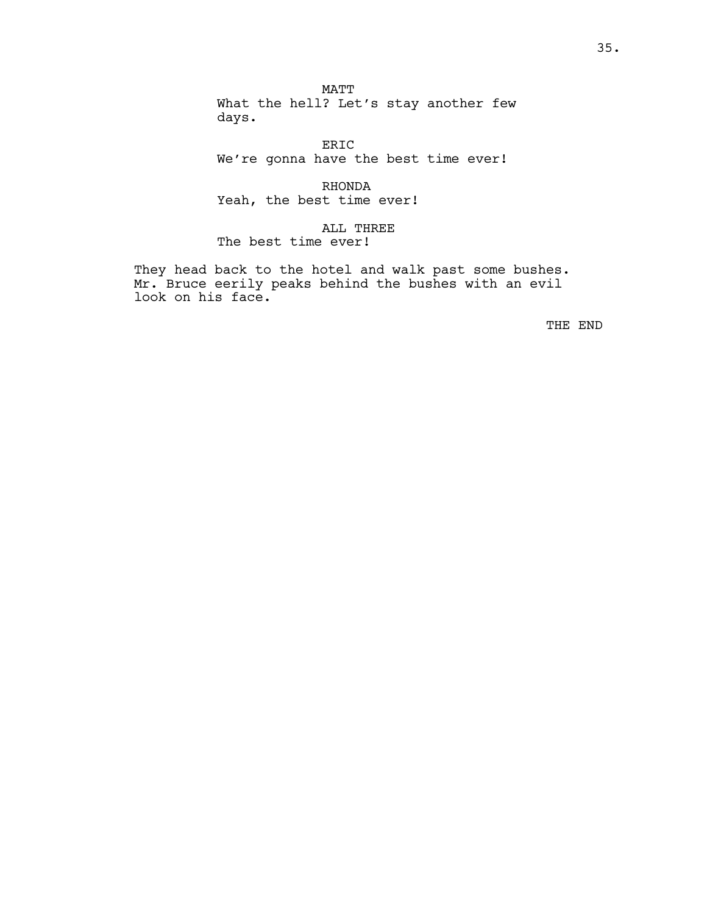MATT
What the hell? Let's stay another few days.

ERIC
We're gonna have the best time ever!

RHONDA
Yeah, the best time ever!

ALL THREE
The best time ever!

They head back to the hotel and walk past some bushes. Mr. Bruce eerily peaks behind the bushes with an evil look on his face.

THE END